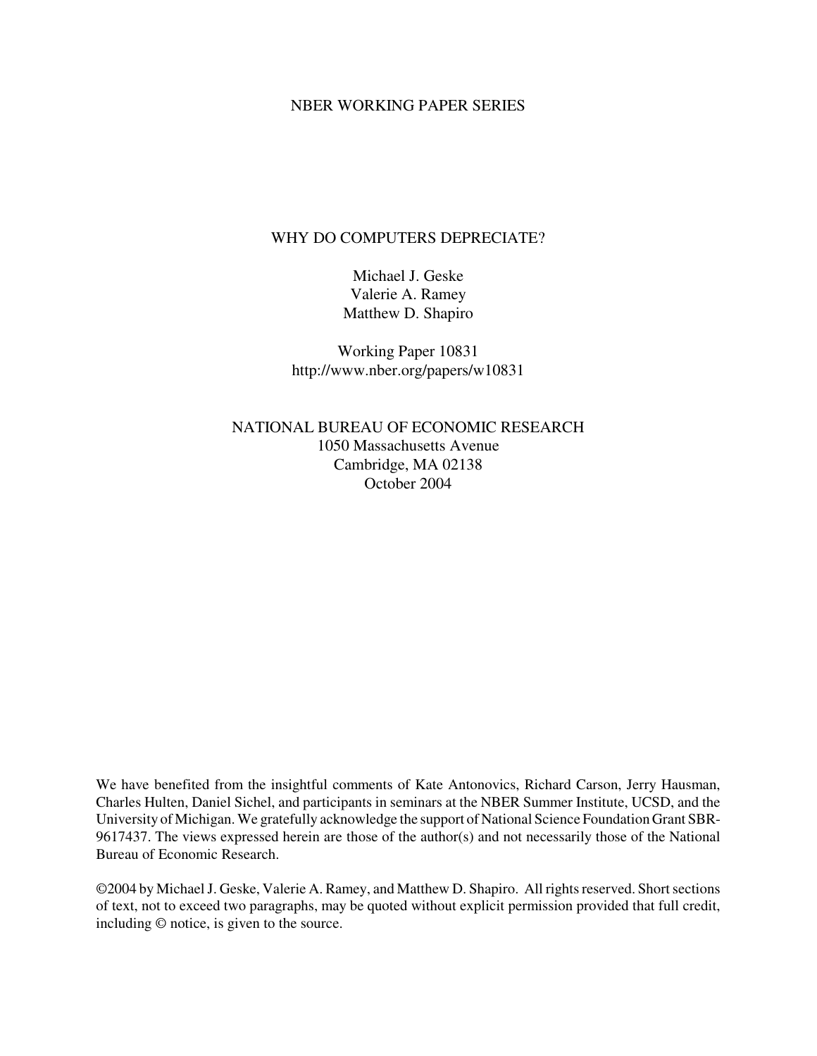NBER WORKING PAPER SERIES

# WHY DO COMPUTERS DEPRECIATE?

Michael J. Geske
Valerie A. Ramey
Matthew D. Shapiro

Working Paper 10831
http://www.nber.org/papers/w10831

NATIONAL BUREAU OF ECONOMIC RESEARCH
1050 Massachusetts Avenue
Cambridge, MA 02138
October 2004

We have benefited from the insightful comments of Kate Antonovics, Richard Carson, Jerry Hausman, Charles Hulten, Daniel Sichel, and participants in seminars at the NBER Summer Institute, UCSD, and the University of Michigan. We gratefully acknowledge the support of National Science Foundation Grant SBR-9617437. The views expressed herein are those of the author(s) and not necessarily those of the National Bureau of Economic Research.

©2004 by Michael J. Geske, Valerie A. Ramey, and Matthew D. Shapiro. All rights reserved. Short sections of text, not to exceed two paragraphs, may be quoted without explicit permission provided that full credit, including © notice, is given to the source.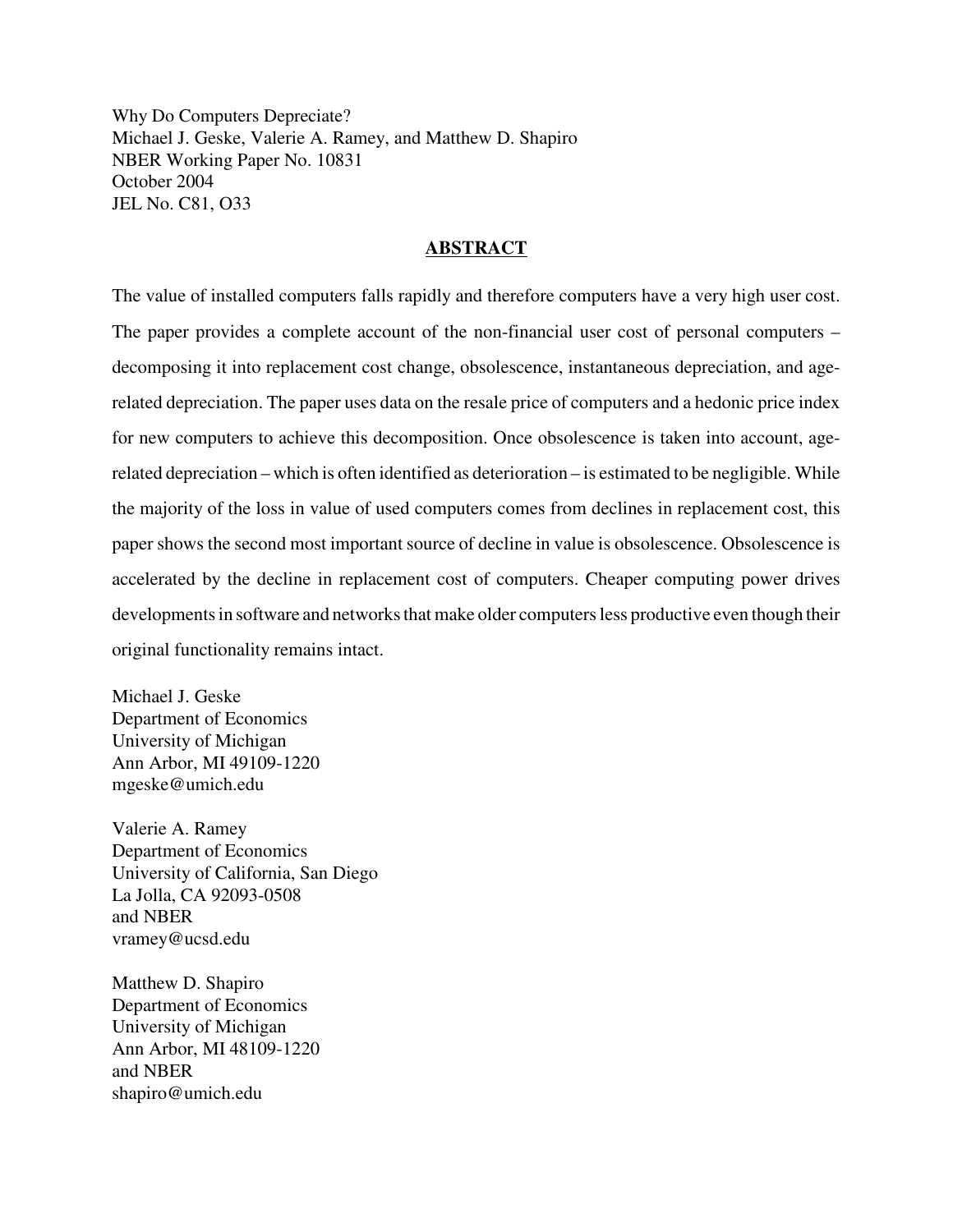Why Do Computers Depreciate?
Michael J. Geske, Valerie A. Ramey, and Matthew D. Shapiro
NBER Working Paper No. 10831
October 2004
JEL No. C81, O33

## ABSTRACT

The value of installed computers falls rapidly and therefore computers have a very high user cost. The paper provides a complete account of the non-financial user cost of personal computers – decomposing it into replacement cost change, obsolescence, instantaneous depreciation, and age-related depreciation. The paper uses data on the resale price of computers and a hedonic price index for new computers to achieve this decomposition. Once obsolescence is taken into account, age-related depreciation – which is often identified as deterioration – is estimated to be negligible. While the majority of the loss in value of used computers comes from declines in replacement cost, this paper shows the second most important source of decline in value is obsolescence. Obsolescence is accelerated by the decline in replacement cost of computers. Cheaper computing power drives developments in software and networks that make older computers less productive even though their original functionality remains intact.

Michael J. Geske
Department of Economics
University of Michigan
Ann Arbor, MI 49109-1220
mgeske@umich.edu

Valerie A. Ramey
Department of Economics
University of California, San Diego
La Jolla, CA 92093-0508
and NBER
vramey@ucsd.edu

Matthew D. Shapiro
Department of Economics
University of Michigan
Ann Arbor, MI 48109-1220
and NBER
shapiro@umich.edu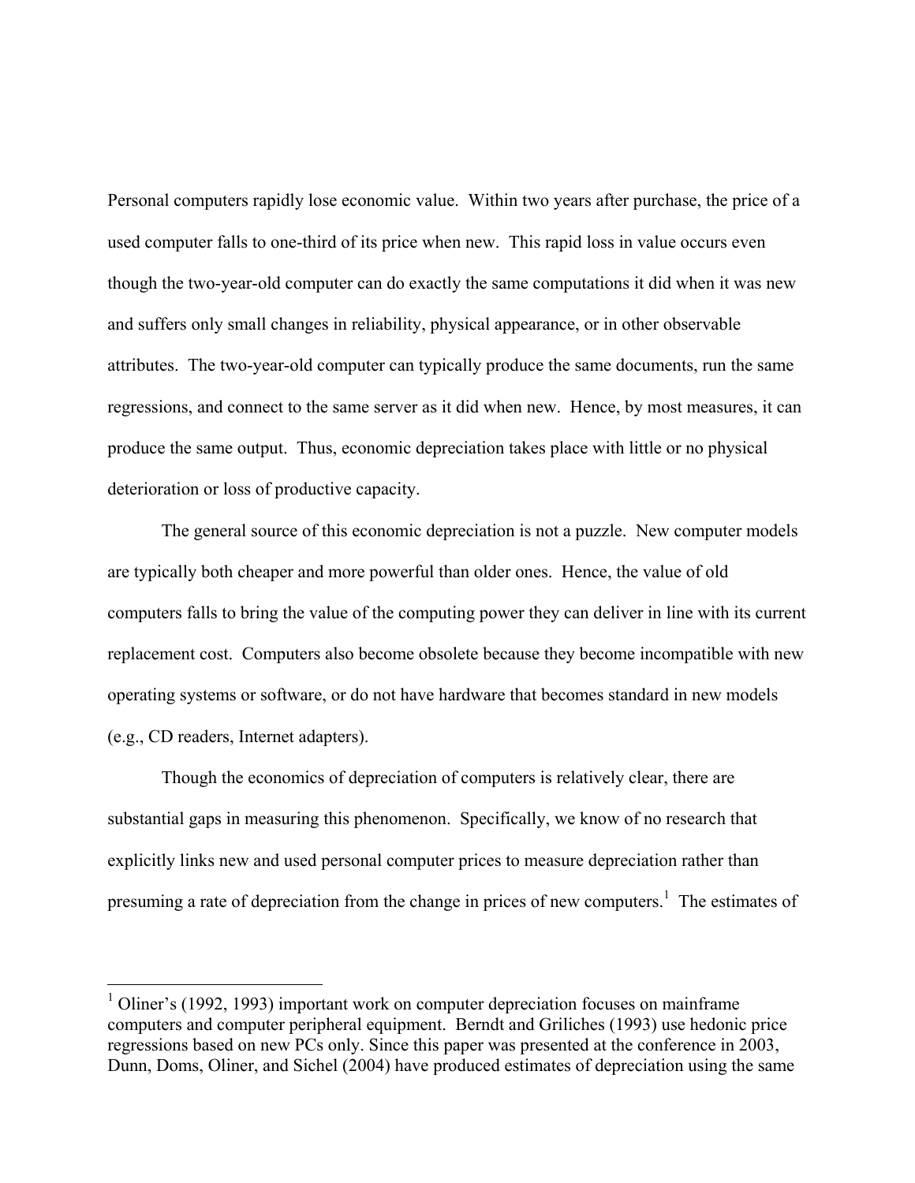Personal computers rapidly lose economic value. Within two years after purchase, the price of a used computer falls to one-third of its price when new. This rapid loss in value occurs even though the two-year-old computer can do exactly the same computations it did when it was new and suffers only small changes in reliability, physical appearance, or in other observable attributes. The two-year-old computer can typically produce the same documents, run the same regressions, and connect to the same server as it did when new. Hence, by most measures, it can produce the same output. Thus, economic depreciation takes place with little or no physical deterioration or loss of productive capacity.

The general source of this economic depreciation is not a puzzle. New computer models are typically both cheaper and more powerful than older ones. Hence, the value of old computers falls to bring the value of the computing power they can deliver in line with its current replacement cost. Computers also become obsolete because they become incompatible with new operating systems or software, or do not have hardware that becomes standard in new models (e.g., CD readers, Internet adapters).

Though the economics of depreciation of computers is relatively clear, there are substantial gaps in measuring this phenomenon. Specifically, we know of no research that explicitly links new and used personal computer prices to measure depreciation rather than presuming a rate of depreciation from the change in prices of new computers.[1] The estimates of

[1] Oliner's (1992, 1993) important work on computer depreciation focuses on mainframe computers and computer peripheral equipment. Berndt and Griliches (1993) use hedonic price regressions based on new PCs only. Since this paper was presented at the conference in 2003, Dunn, Doms, Oliner, and Sichel (2004) have produced estimates of depreciation using the same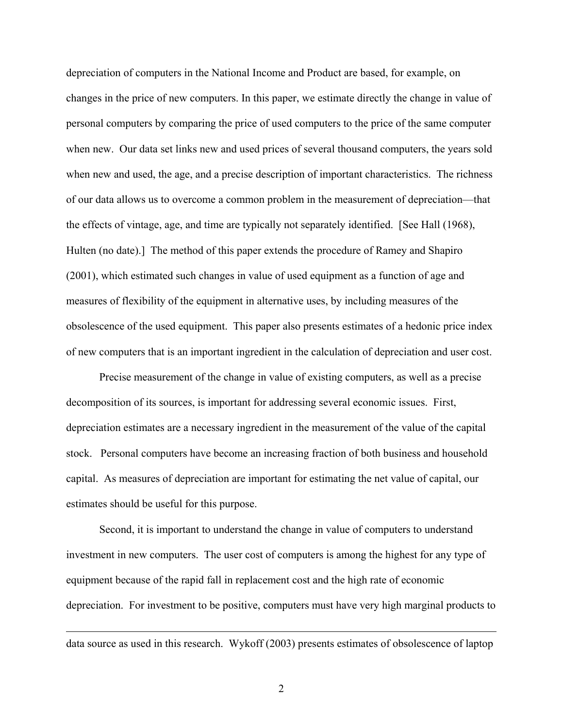depreciation of computers in the National Income and Product are based, for example, on changes in the price of new computers. In this paper, we estimate directly the change in value of personal computers by comparing the price of used computers to the price of the same computer when new. Our data set links new and used prices of several thousand computers, the years sold when new and used, the age, and a precise description of important characteristics. The richness of our data allows us to overcome a common problem in the measurement of depreciation—that the effects of vintage, age, and time are typically not separately identified. [See Hall (1968), Hulten (no date).] The method of this paper extends the procedure of Ramey and Shapiro (2001), which estimated such changes in value of used equipment as a function of age and measures of flexibility of the equipment in alternative uses, by including measures of the obsolescence of the used equipment. This paper also presents estimates of a hedonic price index of new computers that is an important ingredient in the calculation of depreciation and user cost.

Precise measurement of the change in value of existing computers, as well as a precise decomposition of its sources, is important for addressing several economic issues. First, depreciation estimates are a necessary ingredient in the measurement of the value of the capital stock. Personal computers have become an increasing fraction of both business and household capital. As measures of depreciation are important for estimating the net value of capital, our estimates should be useful for this purpose.

Second, it is important to understand the change in value of computers to understand investment in new computers. The user cost of computers is among the highest for any type of equipment because of the rapid fall in replacement cost and the high rate of economic depreciation. For investment to be positive, computers must have very high marginal products to

---

data source as used in this research. Wykoff (2003) presents estimates of obsolescence of laptop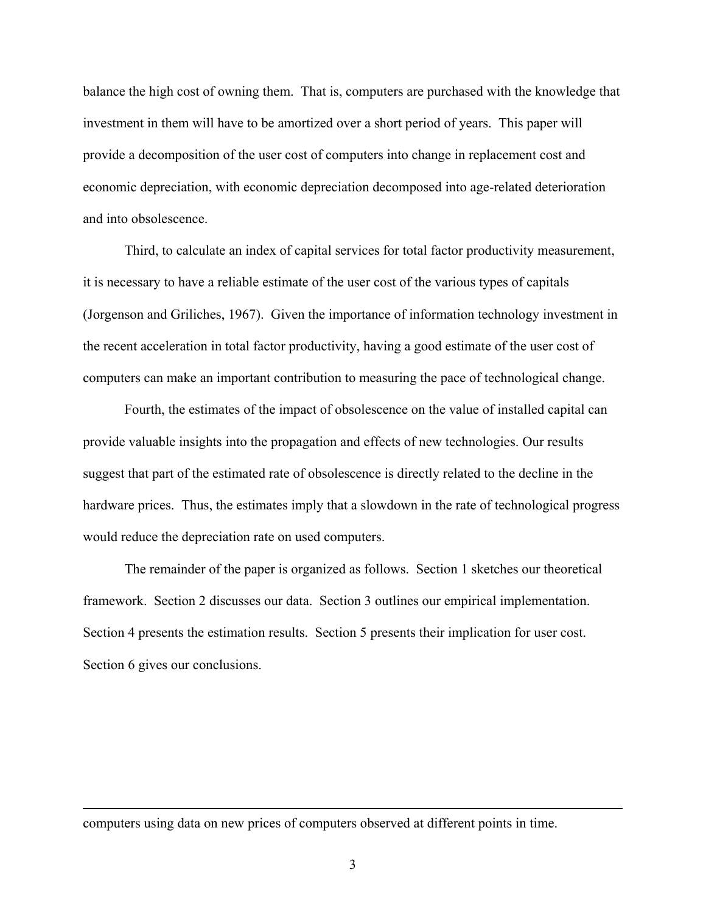balance the high cost of owning them. That is, computers are purchased with the knowledge that investment in them will have to be amortized over a short period of years. This paper will provide a decomposition of the user cost of computers into change in replacement cost and economic depreciation, with economic depreciation decomposed into age-related deterioration and into obsolescence.

Third, to calculate an index of capital services for total factor productivity measurement, it is necessary to have a reliable estimate of the user cost of the various types of capitals (Jorgenson and Griliches, 1967). Given the importance of information technology investment in the recent acceleration in total factor productivity, having a good estimate of the user cost of computers can make an important contribution to measuring the pace of technological change.

Fourth, the estimates of the impact of obsolescence on the value of installed capital can provide valuable insights into the propagation and effects of new technologies. Our results suggest that part of the estimated rate of obsolescence is directly related to the decline in the hardware prices. Thus, the estimates imply that a slowdown in the rate of technological progress would reduce the depreciation rate on used computers.

The remainder of the paper is organized as follows. Section 1 sketches our theoretical framework. Section 2 discusses our data. Section 3 outlines our empirical implementation. Section 4 presents the estimation results. Section 5 presents their implication for user cost. Section 6 gives our conclusions.

---

computers using data on new prices of computers observed at different points in time.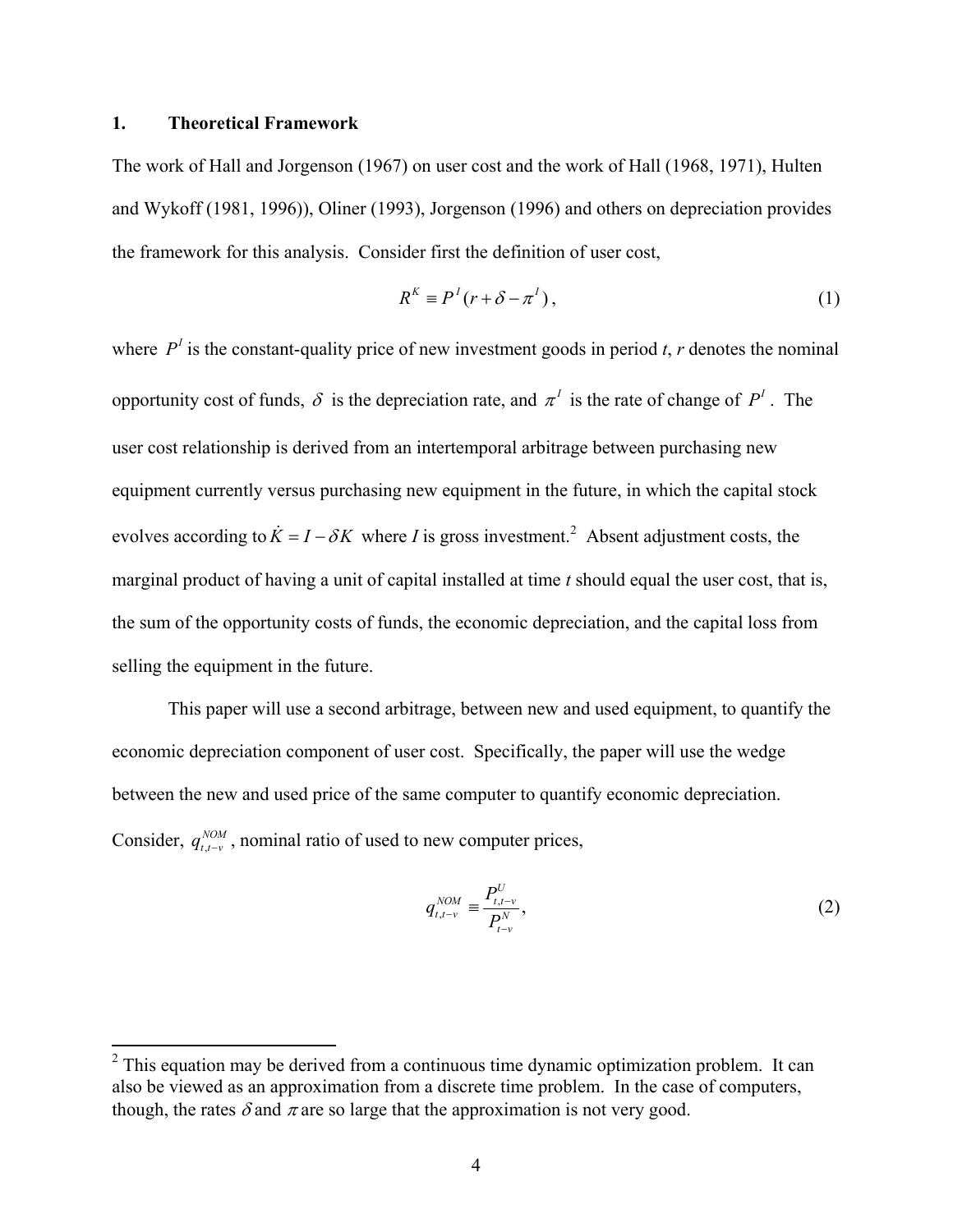## 1. Theoretical Framework

The work of Hall and Jorgenson (1967) on user cost and the work of Hall (1968, 1971), Hulten and Wykoff (1981, 1996)), Oliner (1993), Jorgenson (1996) and others on depreciation provides the framework for this analysis. Consider first the definition of user cost,

$$R^K \equiv P^I(r + \delta - \pi^I), \tag{1}$$

where $P^I$ is the constant-quality price of new investment goods in period *t*, *r* denotes the nominal opportunity cost of funds, $\delta$ is the depreciation rate, and $\pi^I$ is the rate of change of $P^I$. The user cost relationship is derived from an intertemporal arbitrage between purchasing new equipment currently versus purchasing new equipment in the future, in which the capital stock evolves according to $\dot{K} = I - \delta K$ where *I* is gross investment.[2] Absent adjustment costs, the marginal product of having a unit of capital installed at time *t* should equal the user cost, that is, the sum of the opportunity costs of funds, the economic depreciation, and the capital loss from selling the equipment in the future.

This paper will use a second arbitrage, between new and used equipment, to quantify the economic depreciation component of user cost. Specifically, the paper will use the wedge between the new and used price of the same computer to quantify economic depreciation. Consider, $q_{t,t-v}^{NOM}$, nominal ratio of used to new computer prices,

$$q_{t,t-v}^{NOM} \equiv \frac{P_{t,t-v}^{U}}{P_{t-v}^{N}}, \tag{2}$$

[2] This equation may be derived from a continuous time dynamic optimization problem. It can also be viewed as an approximation from a discrete time problem. In the case of computers, though, the rates $\delta$ and $\pi$ are so large that the approximation is not very good.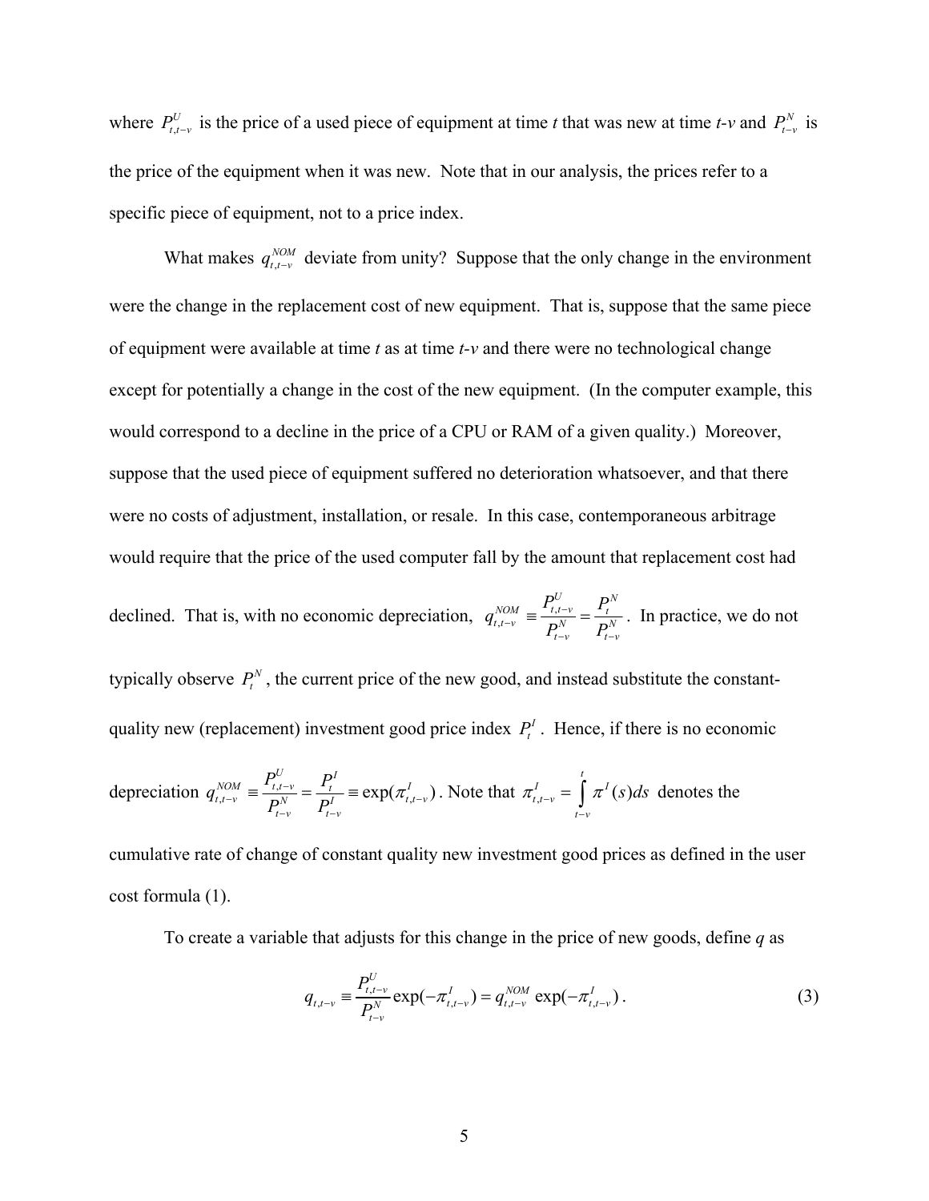where $P^U_{t,t-v}$ is the price of a used piece of equipment at time *t* that was new at time *t-v* and $P^N_{t-v}$ is the price of the equipment when it was new. Note that in our analysis, the prices refer to a specific piece of equipment, not to a price index.

What makes $q^{NOM}_{t,t-v}$ deviate from unity? Suppose that the only change in the environment were the change in the replacement cost of new equipment. That is, suppose that the same piece of equipment were available at time *t* as at time *t-v* and there were no technological change except for potentially a change in the cost of the new equipment. (In the computer example, this would correspond to a decline in the price of a CPU or RAM of a given quality.) Moreover, suppose that the used piece of equipment suffered no deterioration whatsoever, and that there were no costs of adjustment, installation, or resale. In this case, contemporaneous arbitrage would require that the price of the used computer fall by the amount that replacement cost had declined. That is, with no economic depreciation, $q^{NOM}_{t,t-v} \equiv \frac{P^U_{t,t-v}}{P^N_{t-v}} = \frac{P^N_t}{P^N_{t-v}}$. In practice, we do not typically observe $P^N_t$, the current price of the new good, and instead substitute the constant-quality new (replacement) investment good price index $P^I_t$. Hence, if there is no economic depreciation $q^{NOM}_{t,t-v} \equiv \frac{P^U_{t,t-v}}{P^N_{t-v}} = \frac{P^I_t}{P^I_{t-v}} \equiv \exp(\pi^I_{t,t-v})$. Note that $\pi^I_{t,t-v} = \int_{t-v}^{t} \pi^I(s)ds$ denotes the cumulative rate of change of constant quality new investment good prices as defined in the user cost formula (1).

To create a variable that adjusts for this change in the price of new goods, define *q* as

$$q_{t,t-v} \equiv \frac{P^U_{t,t-v}}{P^N_{t-v}} \exp(-\pi^I_{t,t-v}) = q^{NOM}_{t,t-v} \exp(-\pi^I_{t,t-v}) . \tag{3}$$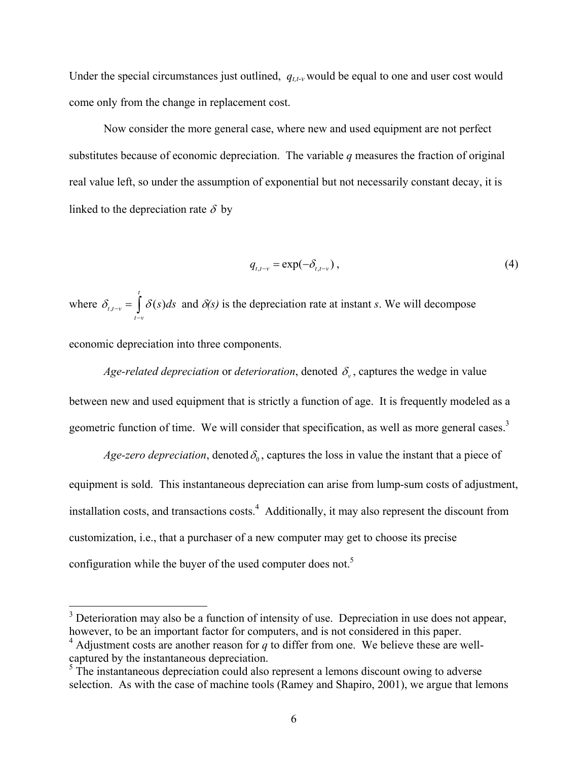Under the special circumstances just outlined, $q_{t,t\text{-}v}$ would be equal to one and user cost would come only from the change in replacement cost.

Now consider the more general case, where new and used equipment are not perfect substitutes because of economic depreciation. The variable *q* measures the fraction of original real value left, so under the assumption of exponential but not necessarily constant decay, it is linked to the depreciation rate $\delta$ by

$$q_{t,t-v} = \exp(-\delta_{t,t-v}), \tag{4}$$

where $\delta_{t,t-v} = \int_{t-v}^{t} \delta(s)ds$ and $\delta(s)$ is the depreciation rate at instant *s*. We will decompose economic depreciation into three components.

*Age-related depreciation* or *deterioration*, denoted $\delta_v$, captures the wedge in value between new and used equipment that is strictly a function of age. It is frequently modeled as a geometric function of time. We will consider that specification, as well as more general cases.[3]

*Age-zero depreciation*, denoted $\delta_0$, captures the loss in value the instant that a piece of equipment is sold. This instantaneous depreciation can arise from lump-sum costs of adjustment, installation costs, and transactions costs.[4] Additionally, it may also represent the discount from customization, i.e., that a purchaser of a new computer may get to choose its precise configuration while the buyer of the used computer does not.[5]

---

[3] Deterioration may also be a function of intensity of use. Depreciation in use does not appear, however, to be an important factor for computers, and is not considered in this paper.

[4] Adjustment costs are another reason for *q* to differ from one. We believe these are well-captured by the instantaneous depreciation.

[5] The instantaneous depreciation could also represent a lemons discount owing to adverse selection. As with the case of machine tools (Ramey and Shapiro, 2001), we argue that lemons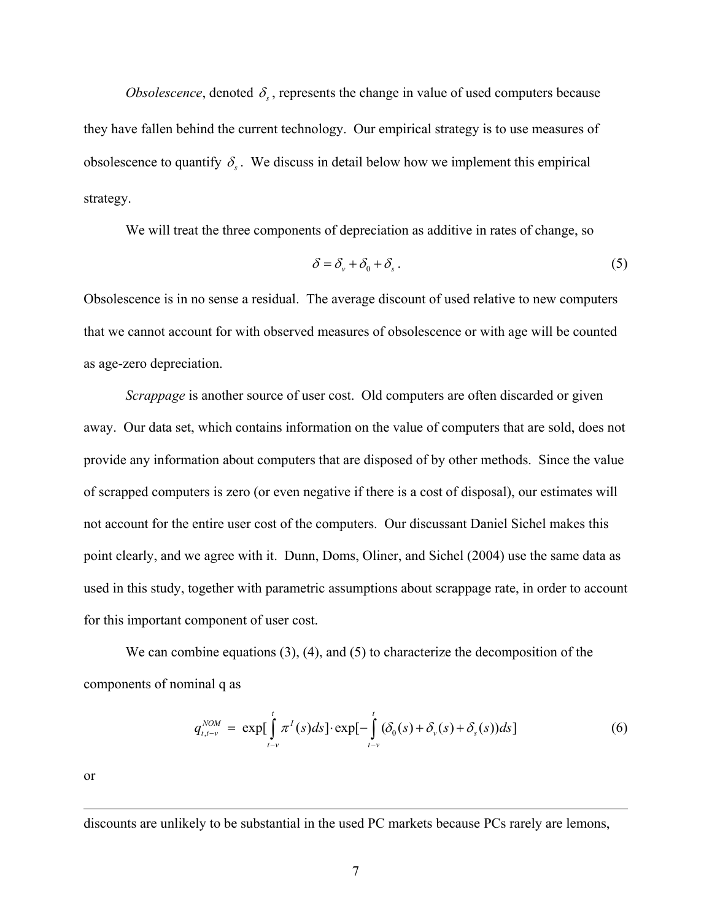*Obsolescence*, denoted $\delta_s$, represents the change in value of used computers because they have fallen behind the current technology. Our empirical strategy is to use measures of obsolescence to quantify $\delta_s$. We discuss in detail below how we implement this empirical strategy.

We will treat the three components of depreciation as additive in rates of change, so

$$\delta = \delta_v + \delta_0 + \delta_s \,. \tag{5}$$

Obsolescence is in no sense a residual. The average discount of used relative to new computers that we cannot account for with observed measures of obsolescence or with age will be counted as age-zero depreciation.

*Scrappage* is another source of user cost. Old computers are often discarded or given away. Our data set, which contains information on the value of computers that are sold, does not provide any information about computers that are disposed of by other methods. Since the value of scrapped computers is zero (or even negative if there is a cost of disposal), our estimates will not account for the entire user cost of the computers. Our discussant Daniel Sichel makes this point clearly, and we agree with it. Dunn, Doms, Oliner, and Sichel (2004) use the same data as used in this study, together with parametric assumptions about scrappage rate, in order to account for this important component of user cost.

We can combine equations (3), (4), and (5) to characterize the decomposition of the components of nominal q as

$$q_{t,t-v}^{NOM} \;=\; \exp\Big[\int_{t-v}^{t} \pi^{I}(s)ds\Big] \cdot \exp\Big[-\int_{t-v}^{t} (\delta_0(s) + \delta_v(s) + \delta_s(s))ds\Big] \tag{6}$$

or

---

discounts are unlikely to be substantial in the used PC markets because PCs rarely are lemons,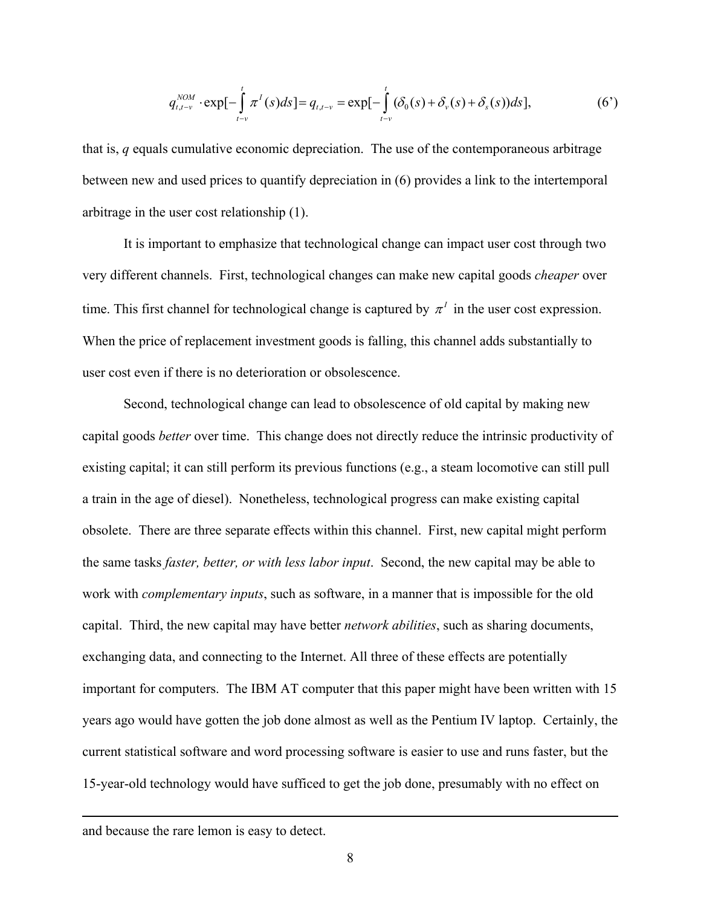$$q_{t,t-v}^{NOM} \cdot \exp[-\int_{t-v}^{t} \pi^{I}(s)ds] = q_{t,t-v} = \exp[-\int_{t-v}^{t} (\delta_0(s) + \delta_v(s) + \delta_s(s))ds], \tag{6'}$$

that is, $q$ equals cumulative economic depreciation. The use of the contemporaneous arbitrage between new and used prices to quantify depreciation in (6) provides a link to the intertemporal arbitrage in the user cost relationship (1).

It is important to emphasize that technological change can impact user cost through two very different channels. First, technological changes can make new capital goods *cheaper* over time. This first channel for technological change is captured by $\pi^{I}$ in the user cost expression. When the price of replacement investment goods is falling, this channel adds substantially to user cost even if there is no deterioration or obsolescence.

Second, technological change can lead to obsolescence of old capital by making new capital goods *better* over time. This change does not directly reduce the intrinsic productivity of existing capital; it can still perform its previous functions (e.g., a steam locomotive can still pull a train in the age of diesel). Nonetheless, technological progress can make existing capital obsolete. There are three separate effects within this channel. First, new capital might perform the same tasks *faster, better, or with less labor input*. Second, the new capital may be able to work with *complementary inputs*, such as software, in a manner that is impossible for the old capital. Third, the new capital may have better *network abilities*, such as sharing documents, exchanging data, and connecting to the Internet. All three of these effects are potentially important for computers. The IBM AT computer that this paper might have been written with 15 years ago would have gotten the job done almost as well as the Pentium IV laptop. Certainly, the current statistical software and word processing software is easier to use and runs faster, but the 15-year-old technology would have sufficed to get the job done, presumably with no effect on

---

and because the rare lemon is easy to detect.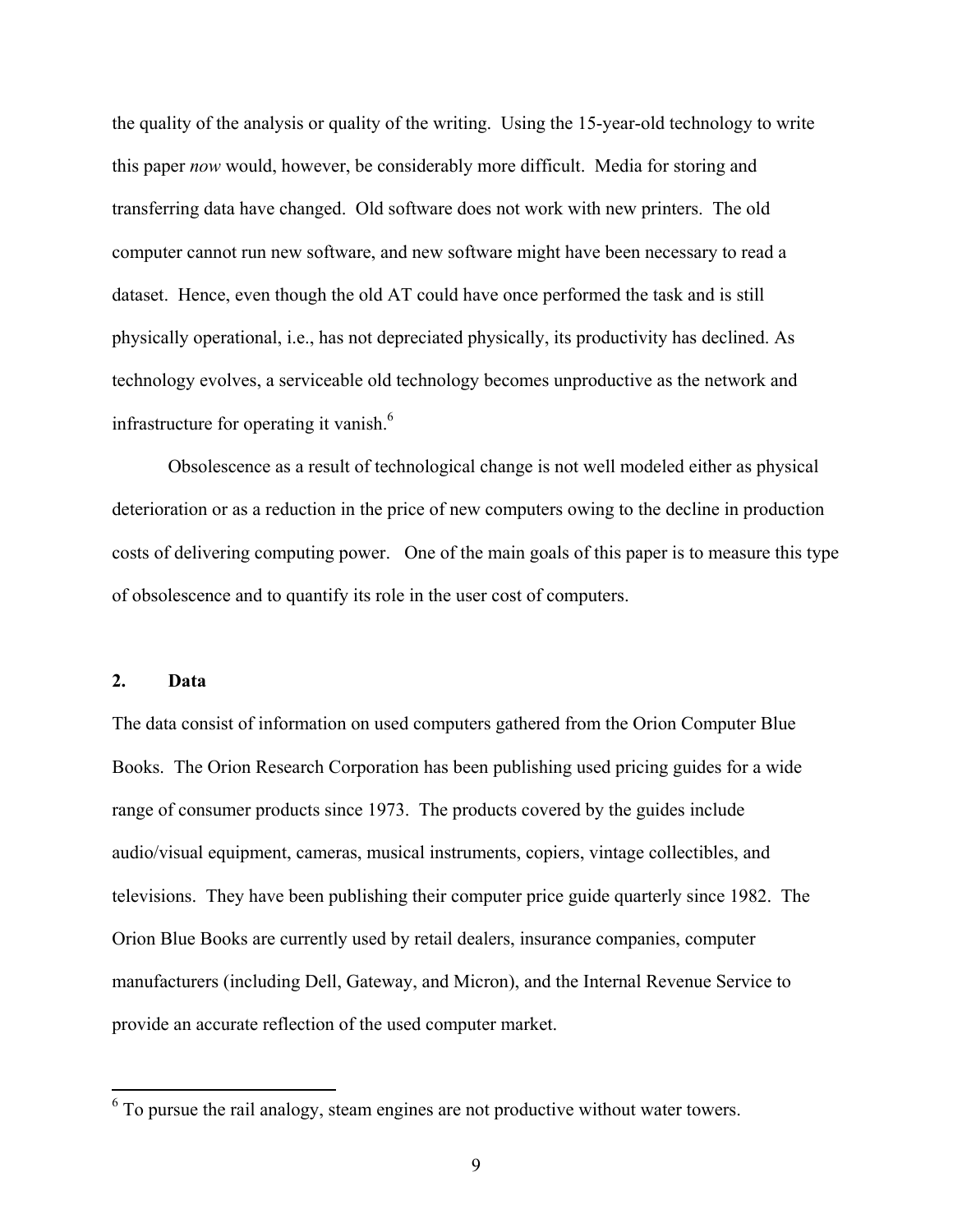the quality of the analysis or quality of the writing. Using the 15-year-old technology to write this paper *now* would, however, be considerably more difficult. Media for storing and transferring data have changed. Old software does not work with new printers. The old computer cannot run new software, and new software might have been necessary to read a dataset. Hence, even though the old AT could have once performed the task and is still physically operational, i.e., has not depreciated physically, its productivity has declined. As technology evolves, a serviceable old technology becomes unproductive as the network and infrastructure for operating it vanish.[6]

Obsolescence as a result of technological change is not well modeled either as physical deterioration or as a reduction in the price of new computers owing to the decline in production costs of delivering computing power. One of the main goals of this paper is to measure this type of obsolescence and to quantify its role in the user cost of computers.

## 2. Data

The data consist of information on used computers gathered from the Orion Computer Blue Books. The Orion Research Corporation has been publishing used pricing guides for a wide range of consumer products since 1973. The products covered by the guides include audio/visual equipment, cameras, musical instruments, copiers, vintage collectibles, and televisions. They have been publishing their computer price guide quarterly since 1982. The Orion Blue Books are currently used by retail dealers, insurance companies, computer manufacturers (including Dell, Gateway, and Micron), and the Internal Revenue Service to provide an accurate reflection of the used computer market.

---

[6] To pursue the rail analogy, steam engines are not productive without water towers.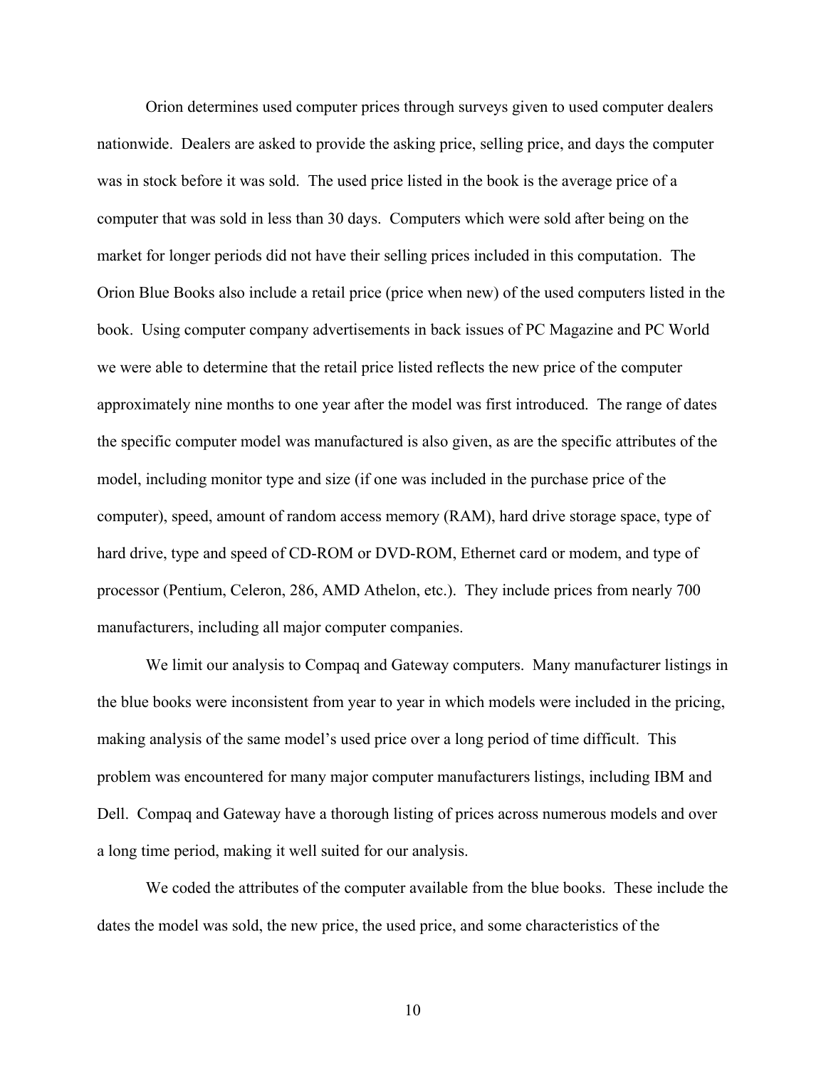Orion determines used computer prices through surveys given to used computer dealers nationwide. Dealers are asked to provide the asking price, selling price, and days the computer was in stock before it was sold. The used price listed in the book is the average price of a computer that was sold in less than 30 days. Computers which were sold after being on the market for longer periods did not have their selling prices included in this computation. The Orion Blue Books also include a retail price (price when new) of the used computers listed in the book. Using computer company advertisements in back issues of PC Magazine and PC World we were able to determine that the retail price listed reflects the new price of the computer approximately nine months to one year after the model was first introduced. The range of dates the specific computer model was manufactured is also given, as are the specific attributes of the model, including monitor type and size (if one was included in the purchase price of the computer), speed, amount of random access memory (RAM), hard drive storage space, type of hard drive, type and speed of CD-ROM or DVD-ROM, Ethernet card or modem, and type of processor (Pentium, Celeron, 286, AMD Athelon, etc.). They include prices from nearly 700 manufacturers, including all major computer companies.

We limit our analysis to Compaq and Gateway computers. Many manufacturer listings in the blue books were inconsistent from year to year in which models were included in the pricing, making analysis of the same model's used price over a long period of time difficult. This problem was encountered for many major computer manufacturers listings, including IBM and Dell. Compaq and Gateway have a thorough listing of prices across numerous models and over a long time period, making it well suited for our analysis.

We coded the attributes of the computer available from the blue books. These include the dates the model was sold, the new price, the used price, and some characteristics of the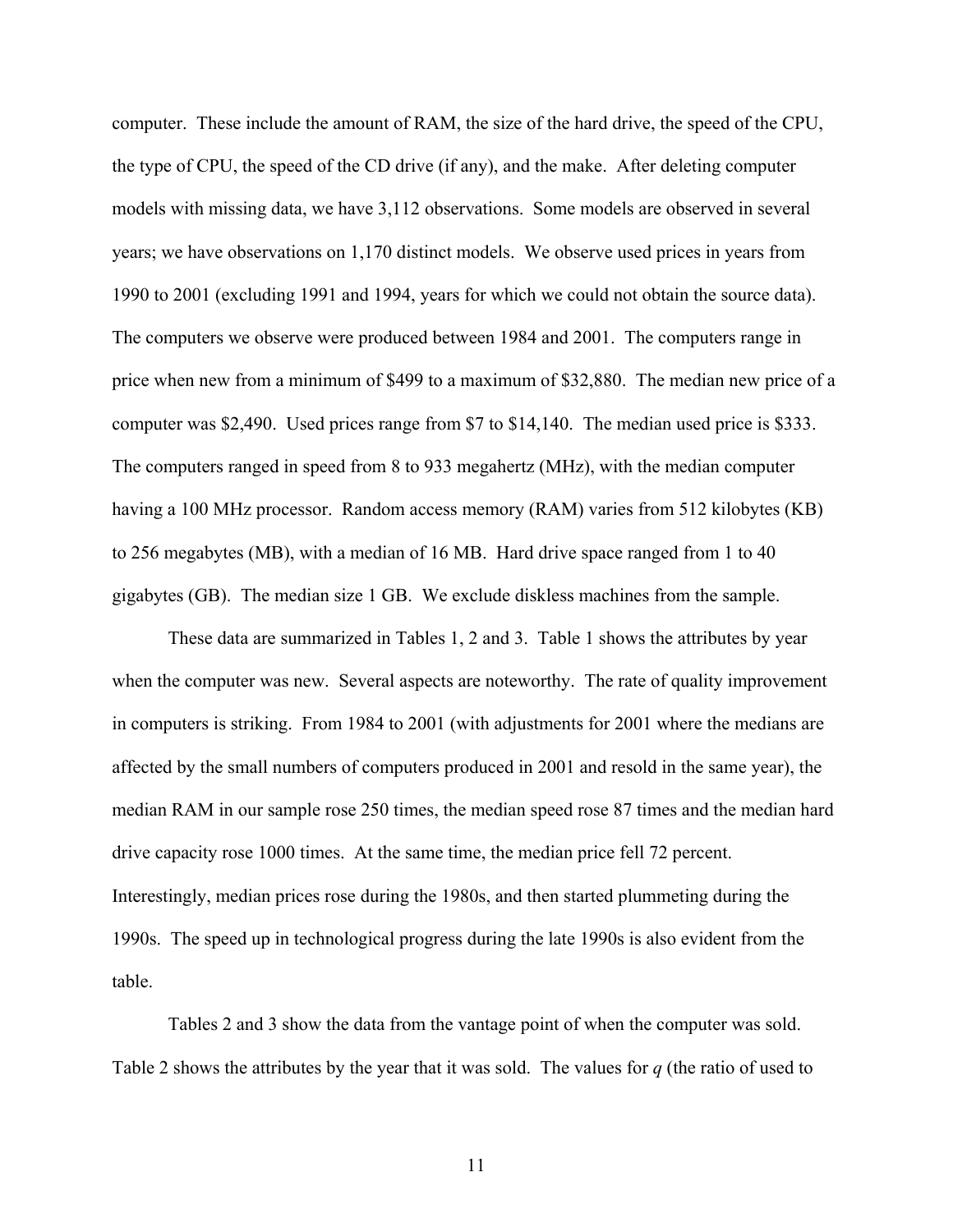computer. These include the amount of RAM, the size of the hard drive, the speed of the CPU, the type of CPU, the speed of the CD drive (if any), and the make. After deleting computer models with missing data, we have 3,112 observations. Some models are observed in several years; we have observations on 1,170 distinct models. We observe used prices in years from 1990 to 2001 (excluding 1991 and 1994, years for which we could not obtain the source data). The computers we observe were produced between 1984 and 2001. The computers range in price when new from a minimum of $499 to a maximum of $32,880. The median new price of a computer was $2,490. Used prices range from $7 to $14,140. The median used price is $333. The computers ranged in speed from 8 to 933 megahertz (MHz), with the median computer having a 100 MHz processor. Random access memory (RAM) varies from 512 kilobytes (KB) to 256 megabytes (MB), with a median of 16 MB. Hard drive space ranged from 1 to 40 gigabytes (GB). The median size 1 GB. We exclude diskless machines from the sample.

These data are summarized in Tables 1, 2 and 3. Table 1 shows the attributes by year when the computer was new. Several aspects are noteworthy. The rate of quality improvement in computers is striking. From 1984 to 2001 (with adjustments for 2001 where the medians are affected by the small numbers of computers produced in 2001 and resold in the same year), the median RAM in our sample rose 250 times, the median speed rose 87 times and the median hard drive capacity rose 1000 times. At the same time, the median price fell 72 percent. Interestingly, median prices rose during the 1980s, and then started plummeting during the 1990s. The speed up in technological progress during the late 1990s is also evident from the table.

Tables 2 and 3 show the data from the vantage point of when the computer was sold. Table 2 shows the attributes by the year that it was sold. The values for $q$ (the ratio of used to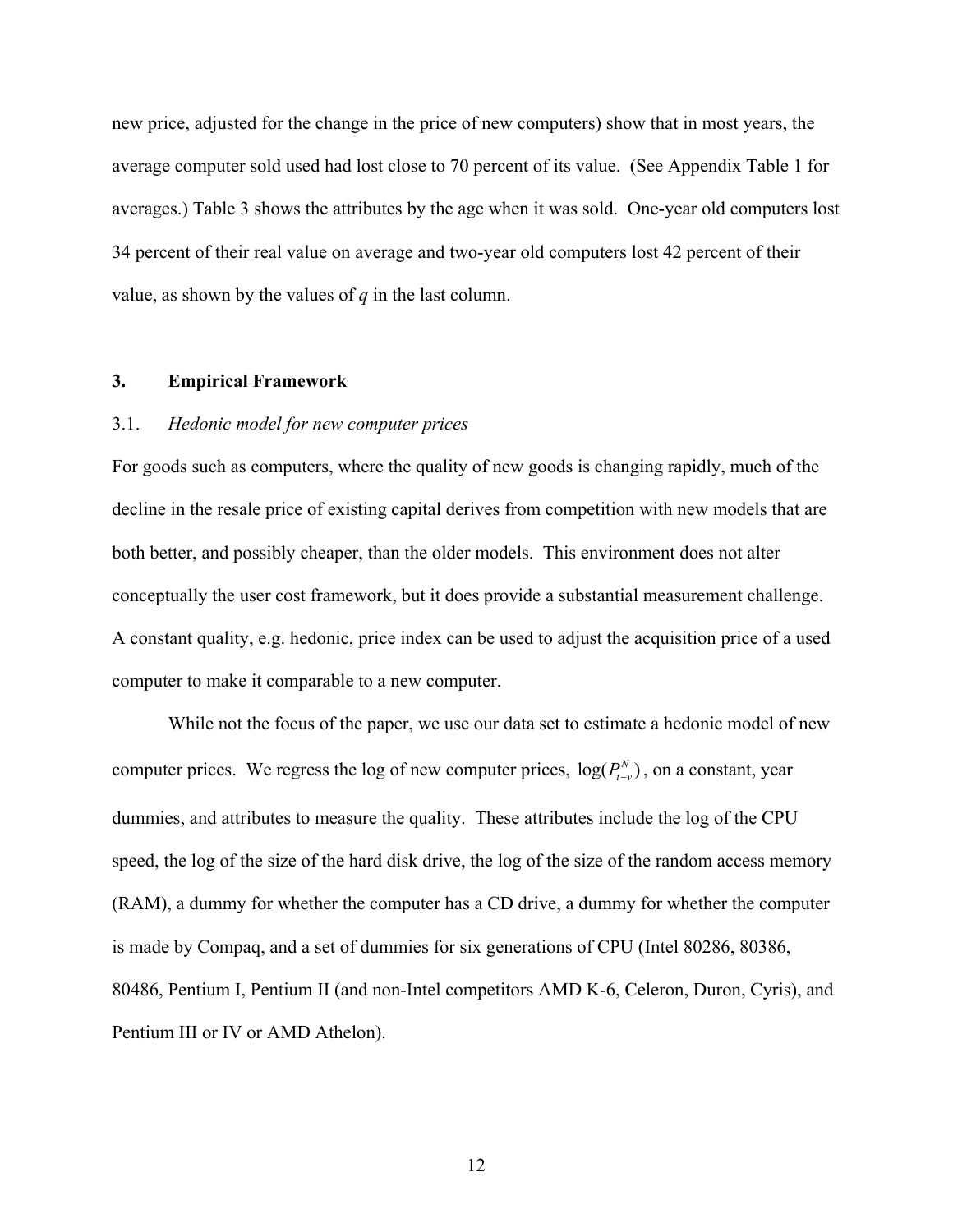new price, adjusted for the change in the price of new computers) show that in most years, the average computer sold used had lost close to 70 percent of its value. (See Appendix Table 1 for averages.) Table 3 shows the attributes by the age when it was sold. One-year old computers lost 34 percent of their real value on average and two-year old computers lost 42 percent of their value, as shown by the values of $q$ in the last column.

## 3. Empirical Framework

### 3.1. *Hedonic model for new computer prices*

For goods such as computers, where the quality of new goods is changing rapidly, much of the decline in the resale price of existing capital derives from competition with new models that are both better, and possibly cheaper, than the older models. This environment does not alter conceptually the user cost framework, but it does provide a substantial measurement challenge. A constant quality, e.g. hedonic, price index can be used to adjust the acquisition price of a used computer to make it comparable to a new computer.

While not the focus of the paper, we use our data set to estimate a hedonic model of new computer prices. We regress the log of new computer prices, $\log(P_{t-v}^{N})$, on a constant, year dummies, and attributes to measure the quality. These attributes include the log of the CPU speed, the log of the size of the hard disk drive, the log of the size of the random access memory (RAM), a dummy for whether the computer has a CD drive, a dummy for whether the computer is made by Compaq, and a set of dummies for six generations of CPU (Intel 80286, 80386, 80486, Pentium I, Pentium II (and non-Intel competitors AMD K-6, Celeron, Duron, Cyris), and Pentium III or IV or AMD Athelon).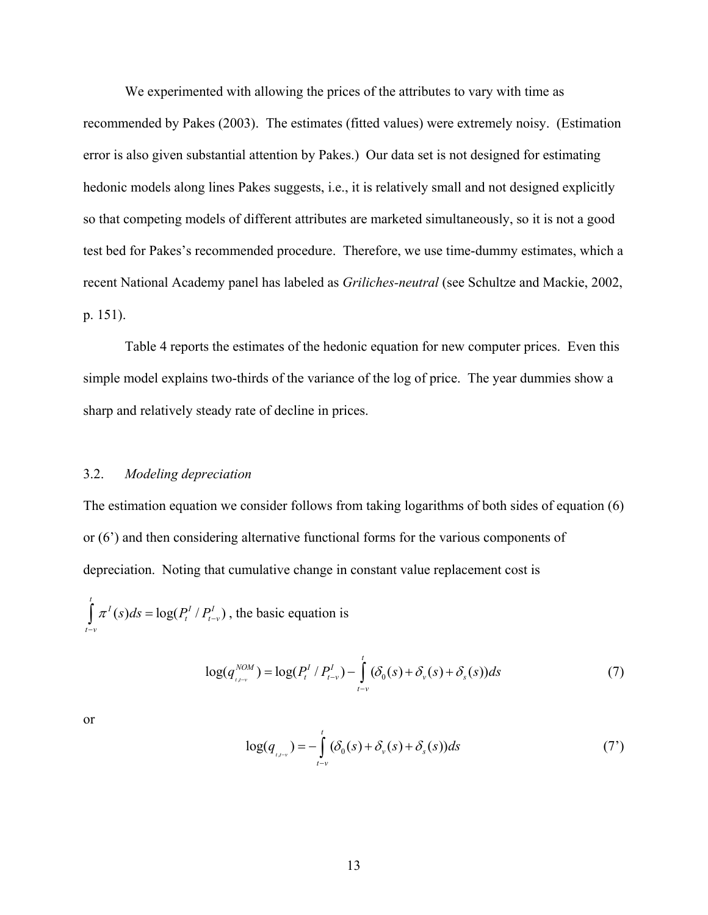We experimented with allowing the prices of the attributes to vary with time as recommended by Pakes (2003). The estimates (fitted values) were extremely noisy. (Estimation error is also given substantial attention by Pakes.) Our data set is not designed for estimating hedonic models along lines Pakes suggests, i.e., it is relatively small and not designed explicitly so that competing models of different attributes are marketed simultaneously, so it is not a good test bed for Pakes's recommended procedure. Therefore, we use time-dummy estimates, which a recent National Academy panel has labeled as *Griliches-neutral* (see Schultze and Mackie, 2002, p. 151).

Table 4 reports the estimates of the hedonic equation for new computer prices. Even this simple model explains two-thirds of the variance of the log of price. The year dummies show a sharp and relatively steady rate of decline in prices.

### 3.2. *Modeling depreciation*

The estimation equation we consider follows from taking logarithms of both sides of equation (6) or (6') and then considering alternative functional forms for the various components of depreciation. Noting that cumulative change in constant value replacement cost is $\int_{t-v}^{t} \pi^I(s)ds = \log(P_t^I / P_{t-v}^I)$, the basic equation is

$$\log(q_{t,t-v}^{NOM}) = \log(P_t^I / P_{t-v}^I) - \int_{t-v}^{t} (\delta_0(s) + \delta_v(s) + \delta_s(s))ds \tag{7}$$

or

$$\log(q_{t,t-v}) = -\int_{t-v}^{t} (\delta_0(s) + \delta_v(s) + \delta_s(s))ds \tag{7'}$$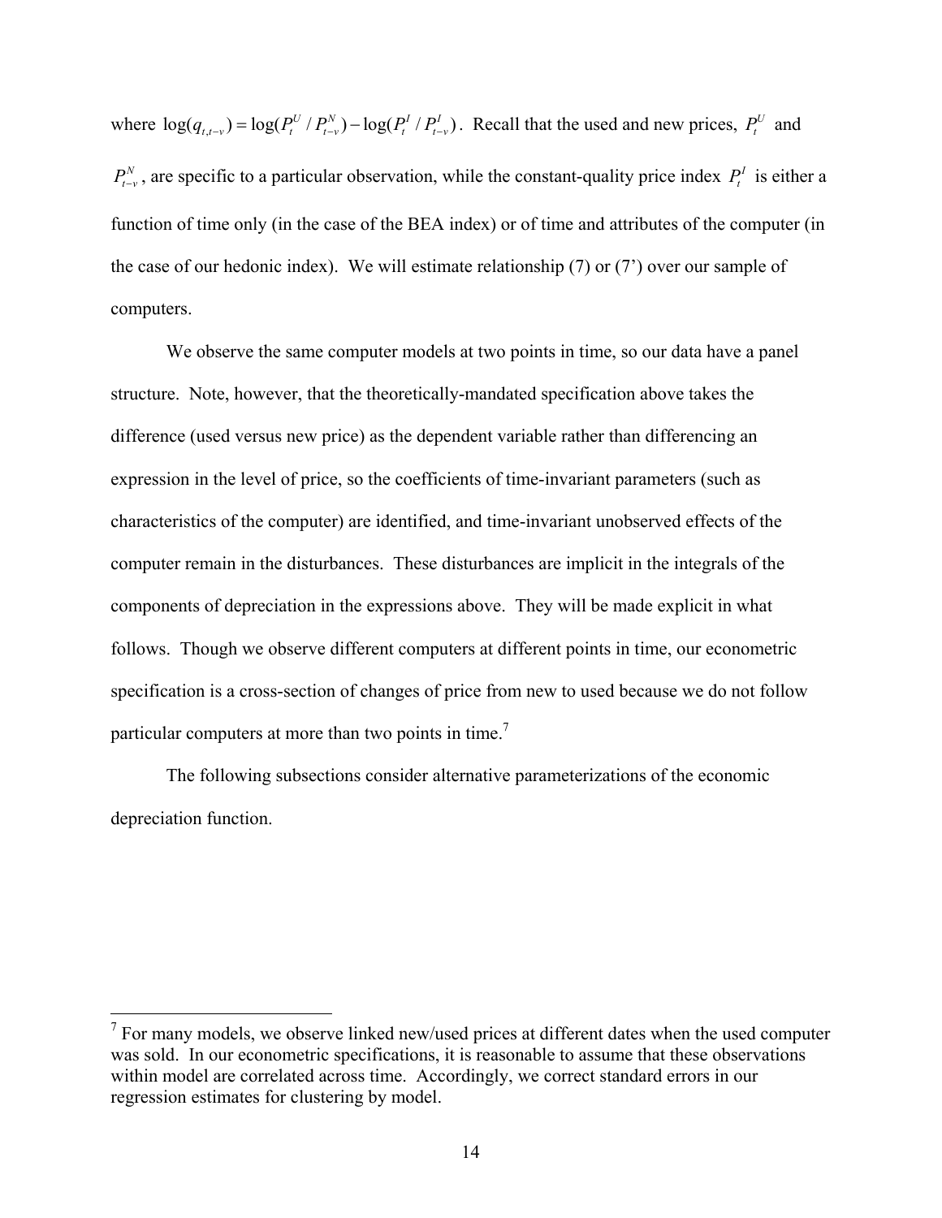where $\log(q_{t,t-v}) = \log(P_t^U / P_{t-v}^N) - \log(P_t^I / P_{t-v}^I)$. Recall that the used and new prices, $P_t^U$ and $P_{t-v}^N$, are specific to a particular observation, while the constant-quality price index $P_t^I$ is either a function of time only (in the case of the BEA index) or of time and attributes of the computer (in the case of our hedonic index). We will estimate relationship (7) or (7') over our sample of computers.

We observe the same computer models at two points in time, so our data have a panel structure. Note, however, that the theoretically-mandated specification above takes the difference (used versus new price) as the dependent variable rather than differencing an expression in the level of price, so the coefficients of time-invariant parameters (such as characteristics of the computer) are identified, and time-invariant unobserved effects of the computer remain in the disturbances. These disturbances are implicit in the integrals of the components of depreciation in the expressions above. They will be made explicit in what follows. Though we observe different computers at different points in time, our econometric specification is a cross-section of changes of price from new to used because we do not follow particular computers at more than two points in time.[7]

The following subsections consider alternative parameterizations of the economic depreciation function.

---

[7] For many models, we observe linked new/used prices at different dates when the used computer was sold. In our econometric specifications, it is reasonable to assume that these observations within model are correlated across time. Accordingly, we correct standard errors in our regression estimates for clustering by model.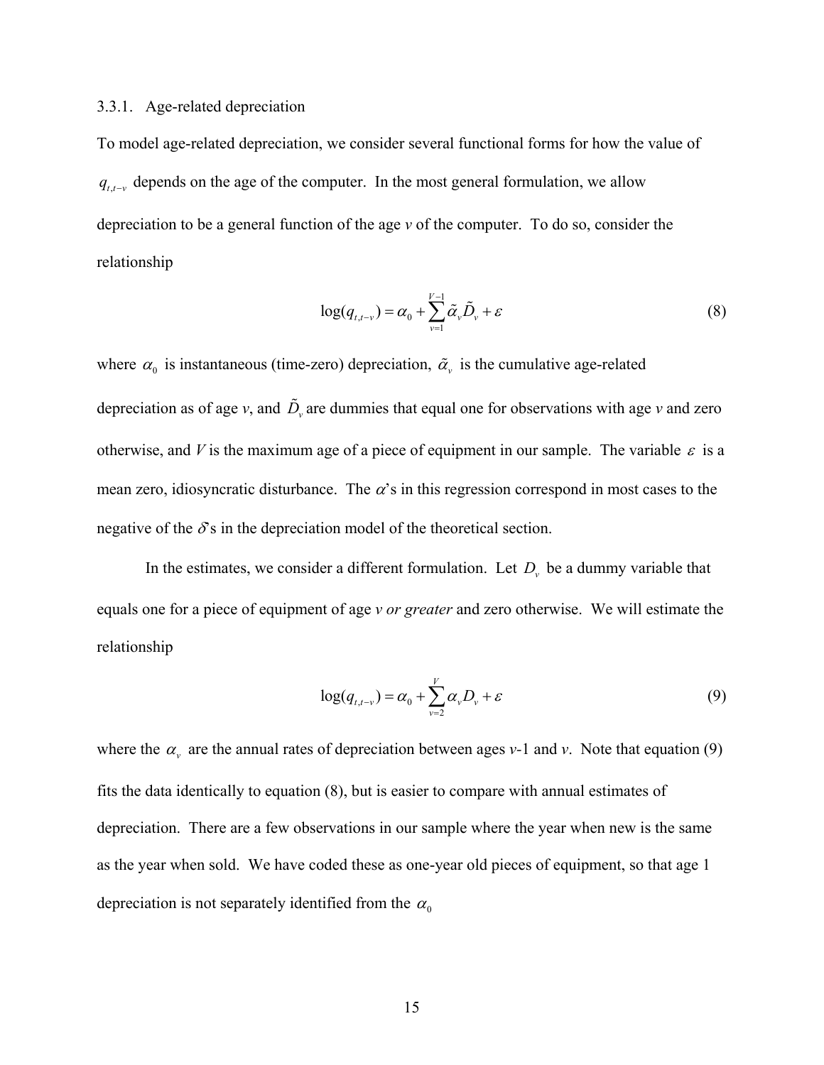### 3.3.1. Age-related depreciation

To model age-related depreciation, we consider several functional forms for how the value of $q_{t,t-v}$ depends on the age of the computer. In the most general formulation, we allow depreciation to be a general function of the age *v* of the computer. To do so, consider the relationship

$$\log(q_{t,t-v}) = \alpha_0 + \sum_{v=1}^{V-1} \tilde{\alpha}_v \tilde{D}_v + \varepsilon \tag{8}$$

where $\alpha_0$ is instantaneous (time-zero) depreciation, $\tilde{\alpha}_v$ is the cumulative age-related depreciation as of age *v*, and $\tilde{D}_v$ are dummies that equal one for observations with age *v* and zero otherwise, and *V* is the maximum age of a piece of equipment in our sample. The variable $\varepsilon$ is a mean zero, idiosyncratic disturbance. The $\alpha$'s in this regression correspond in most cases to the negative of the $\delta$'s in the depreciation model of the theoretical section.

In the estimates, we consider a different formulation. Let $D_v$ be a dummy variable that equals one for a piece of equipment of age *v or greater* and zero otherwise. We will estimate the relationship

$$\log(q_{t,t-v}) = \alpha_0 + \sum_{v=2}^{V} \alpha_v D_v + \varepsilon \tag{9}$$

where the $\alpha_v$ are the annual rates of depreciation between ages *v*-1 and *v*. Note that equation (9) fits the data identically to equation (8), but is easier to compare with annual estimates of depreciation. There are a few observations in our sample where the year when new is the same as the year when sold. We have coded these as one-year old pieces of equipment, so that age 1 depreciation is not separately identified from the $\alpha_0$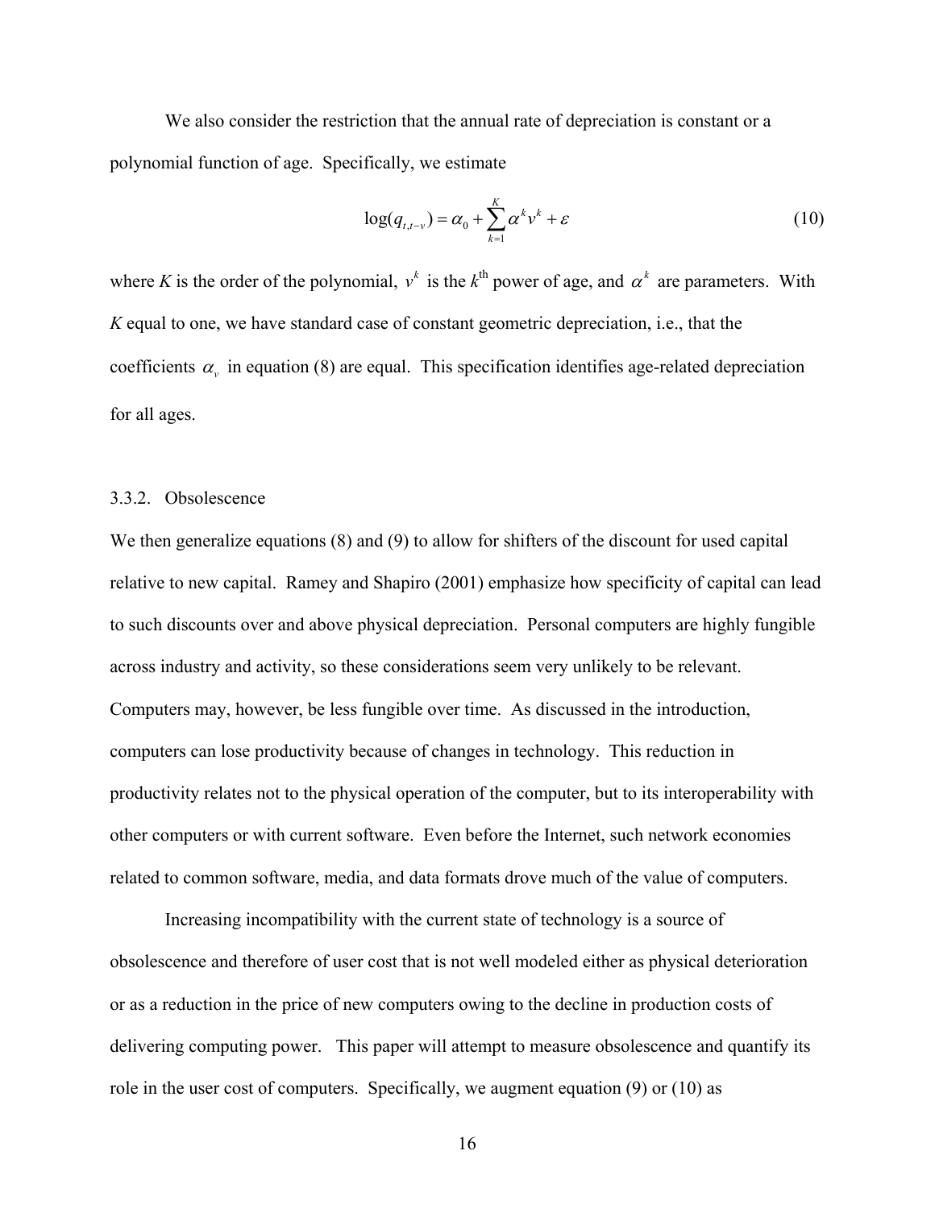We also consider the restriction that the annual rate of depreciation is constant or a polynomial function of age. Specifically, we estimate

$$\log(q_{t,t-v}) = \alpha_0 + \sum_{k=1}^{K} \alpha^k v^k + \varepsilon \tag{10}$$

where $K$ is the order of the polynomial, $v^k$ is the $k^{\text{th}}$ power of age, and $\alpha^k$ are parameters. With $K$ equal to one, we have standard case of constant geometric depreciation, i.e., that the coefficients $\alpha_v$ in equation (8) are equal. This specification identifies age-related depreciation for all ages.

### 3.3.2. Obsolescence

We then generalize equations (8) and (9) to allow for shifters of the discount for used capital relative to new capital. Ramey and Shapiro (2001) emphasize how specificity of capital can lead to such discounts over and above physical depreciation. Personal computers are highly fungible across industry and activity, so these considerations seem very unlikely to be relevant. Computers may, however, be less fungible over time. As discussed in the introduction, computers can lose productivity because of changes in technology. This reduction in productivity relates not to the physical operation of the computer, but to its interoperability with other computers or with current software. Even before the Internet, such network economies related to common software, media, and data formats drove much of the value of computers.

Increasing incompatibility with the current state of technology is a source of obsolescence and therefore of user cost that is not well modeled either as physical deterioration or as a reduction in the price of new computers owing to the decline in production costs of delivering computing power. This paper will attempt to measure obsolescence and quantify its role in the user cost of computers. Specifically, we augment equation (9) or (10) as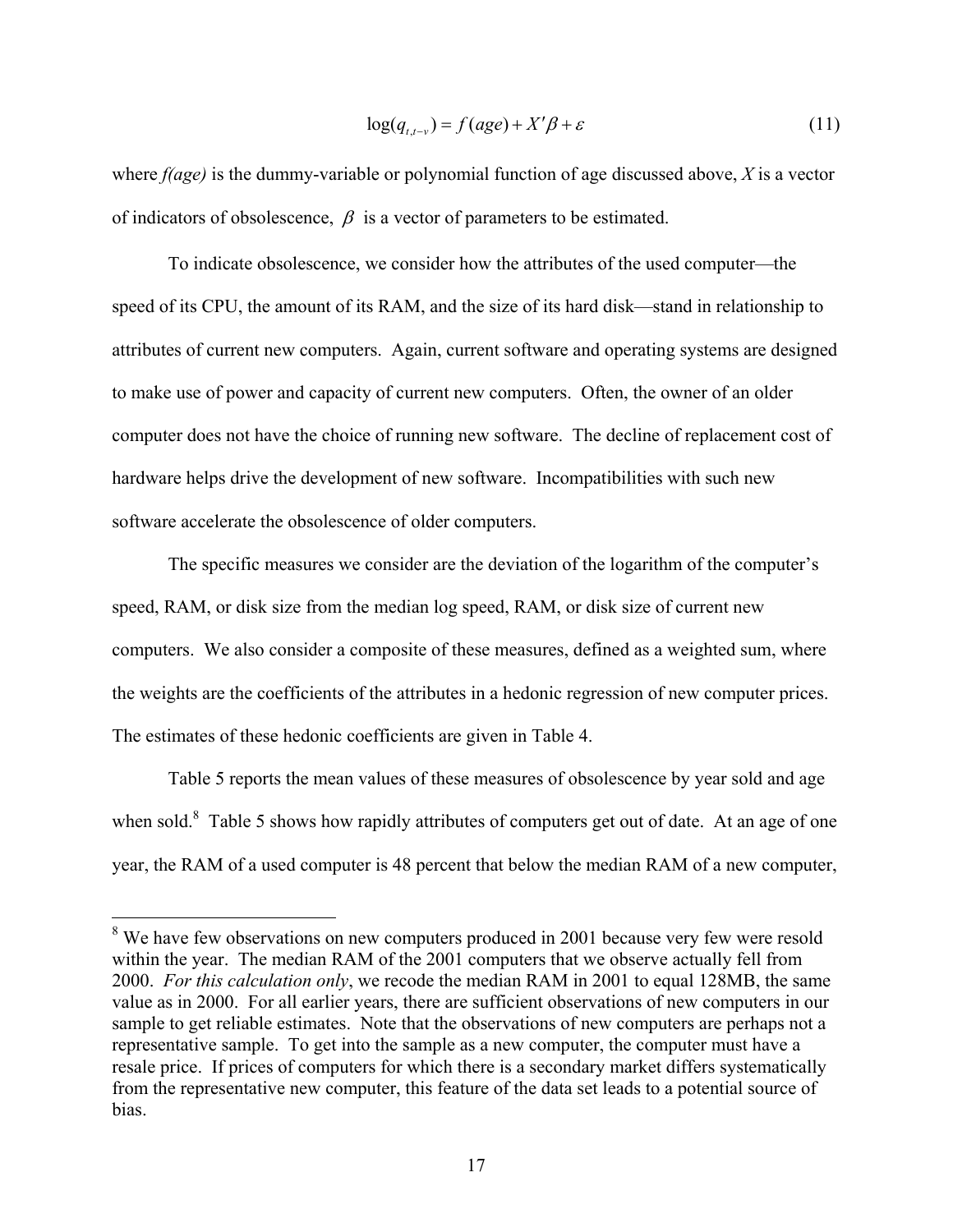$$\log(q_{t,t-v}) = f(age) + X'\beta + \varepsilon \tag{11}$$

where *f(age)* is the dummy-variable or polynomial function of age discussed above, *X* is a vector of indicators of obsolescence, $\beta$ is a vector of parameters to be estimated.

To indicate obsolescence, we consider how the attributes of the used computer—the speed of its CPU, the amount of its RAM, and the size of its hard disk—stand in relationship to attributes of current new computers. Again, current software and operating systems are designed to make use of power and capacity of current new computers. Often, the owner of an older computer does not have the choice of running new software. The decline of replacement cost of hardware helps drive the development of new software. Incompatibilities with such new software accelerate the obsolescence of older computers.

The specific measures we consider are the deviation of the logarithm of the computer's speed, RAM, or disk size from the median log speed, RAM, or disk size of current new computers. We also consider a composite of these measures, defined as a weighted sum, where the weights are the coefficients of the attributes in a hedonic regression of new computer prices. The estimates of these hedonic coefficients are given in Table 4.

Table 5 reports the mean values of these measures of obsolescence by year sold and age when sold.[8] Table 5 shows how rapidly attributes of computers get out of date. At an age of one year, the RAM of a used computer is 48 percent that below the median RAM of a new computer,

[8] We have few observations on new computers produced in 2001 because very few were resold within the year. The median RAM of the 2001 computers that we observe actually fell from 2000. *For this calculation only*, we recode the median RAM in 2001 to equal 128MB, the same value as in 2000. For all earlier years, there are sufficient observations of new computers in our sample to get reliable estimates. Note that the observations of new computers are perhaps not a representative sample. To get into the sample as a new computer, the computer must have a resale price. If prices of computers for which there is a secondary market differs systematically from the representative new computer, this feature of the data set leads to a potential source of bias.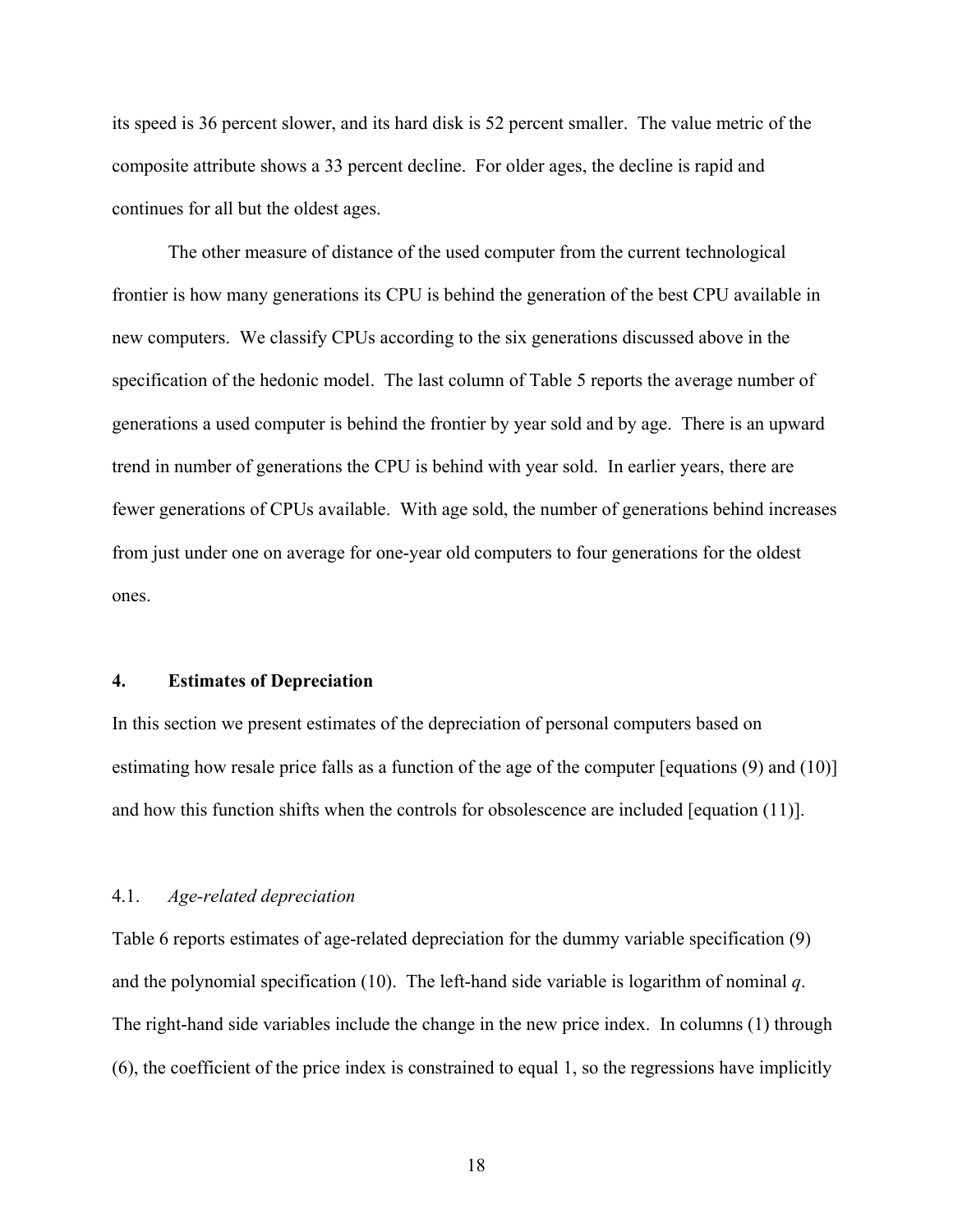its speed is 36 percent slower, and its hard disk is 52 percent smaller. The value metric of the composite attribute shows a 33 percent decline. For older ages, the decline is rapid and continues for all but the oldest ages.

The other measure of distance of the used computer from the current technological frontier is how many generations its CPU is behind the generation of the best CPU available in new computers. We classify CPUs according to the six generations discussed above in the specification of the hedonic model. The last column of Table 5 reports the average number of generations a used computer is behind the frontier by year sold and by age. There is an upward trend in number of generations the CPU is behind with year sold. In earlier years, there are fewer generations of CPUs available. With age sold, the number of generations behind increases from just under one on average for one-year old computers to four generations for the oldest ones.

## 4. Estimates of Depreciation

In this section we present estimates of the depreciation of personal computers based on estimating how resale price falls as a function of the age of the computer [equations (9) and (10)] and how this function shifts when the controls for obsolescence are included [equation (11)].

### 4.1. *Age-related depreciation*

Table 6 reports estimates of age-related depreciation for the dummy variable specification (9) and the polynomial specification (10). The left-hand side variable is logarithm of nominal $q$. The right-hand side variables include the change in the new price index. In columns (1) through (6), the coefficient of the price index is constrained to equal 1, so the regressions have implicitly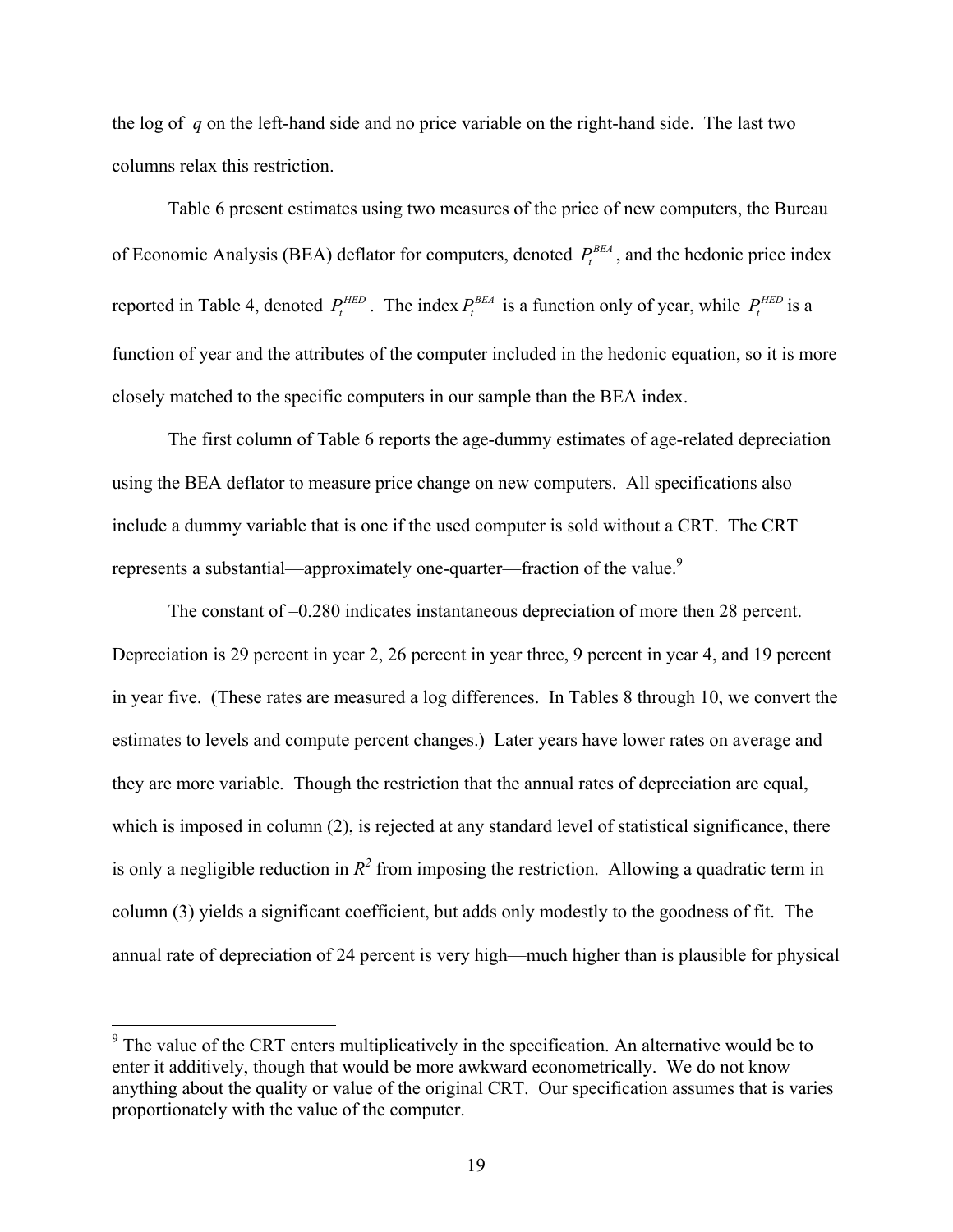the log of $q$ on the left-hand side and no price variable on the right-hand side. The last two columns relax this restriction.

Table 6 present estimates using two measures of the price of new computers, the Bureau of Economic Analysis (BEA) deflator for computers, denoted $P_t^{BEA}$, and the hedonic price index reported in Table 4, denoted $P_t^{HED}$. The index $P_t^{BEA}$ is a function only of year, while $P_t^{HED}$ is a function of year and the attributes of the computer included in the hedonic equation, so it is more closely matched to the specific computers in our sample than the BEA index.

The first column of Table 6 reports the age-dummy estimates of age-related depreciation using the BEA deflator to measure price change on new computers. All specifications also include a dummy variable that is one if the used computer is sold without a CRT. The CRT represents a substantial—approximately one-quarter—fraction of the value.[9]

The constant of –0.280 indicates instantaneous depreciation of more then 28 percent. Depreciation is 29 percent in year 2, 26 percent in year three, 9 percent in year 4, and 19 percent in year five. (These rates are measured a log differences. In Tables 8 through 10, we convert the estimates to levels and compute percent changes.) Later years have lower rates on average and they are more variable. Though the restriction that the annual rates of depreciation are equal, which is imposed in column (2), is rejected at any standard level of statistical significance, there is only a negligible reduction in $R^2$ from imposing the restriction. Allowing a quadratic term in column (3) yields a significant coefficient, but adds only modestly to the goodness of fit. The annual rate of depreciation of 24 percent is very high—much higher than is plausible for physical

[9] The value of the CRT enters multiplicatively in the specification. An alternative would be to enter it additively, though that would be more awkward econometrically. We do not know anything about the quality or value of the original CRT. Our specification assumes that is varies proportionately with the value of the computer.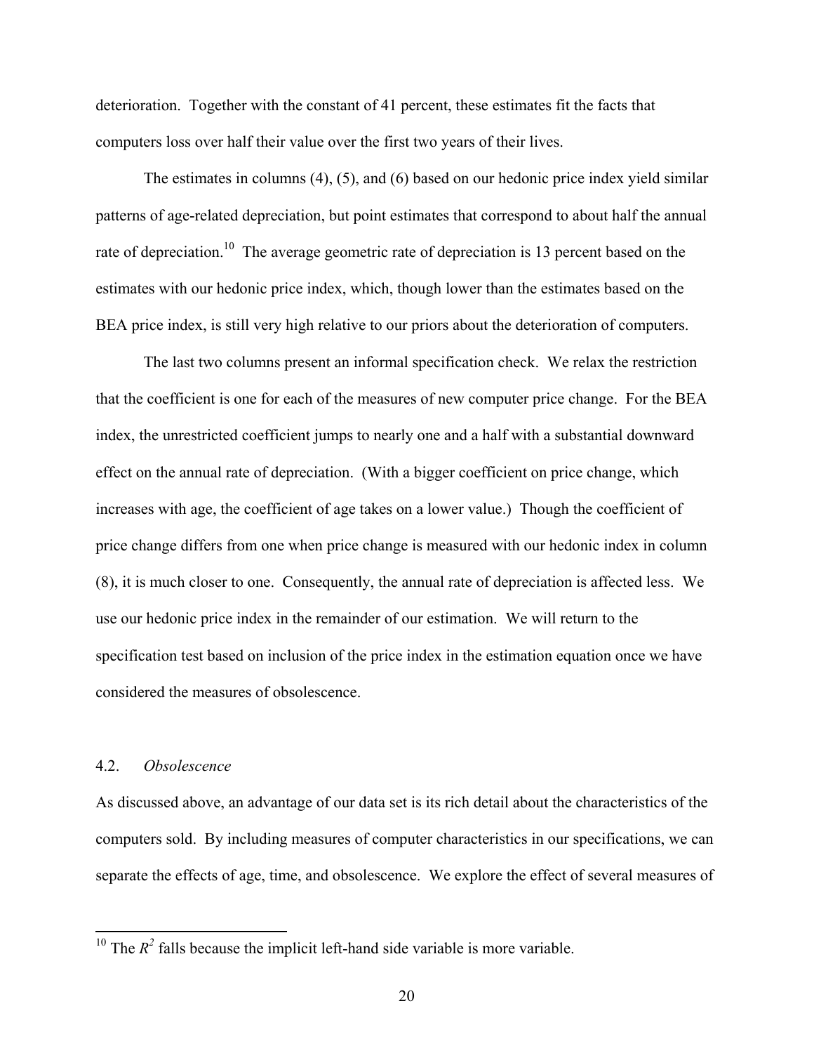deterioration. Together with the constant of 41 percent, these estimates fit the facts that computers loss over half their value over the first two years of their lives.

The estimates in columns (4), (5), and (6) based on our hedonic price index yield similar patterns of age-related depreciation, but point estimates that correspond to about half the annual rate of depreciation.[10] The average geometric rate of depreciation is 13 percent based on the estimates with our hedonic price index, which, though lower than the estimates based on the BEA price index, is still very high relative to our priors about the deterioration of computers.

The last two columns present an informal specification check. We relax the restriction that the coefficient is one for each of the measures of new computer price change. For the BEA index, the unrestricted coefficient jumps to nearly one and a half with a substantial downward effect on the annual rate of depreciation. (With a bigger coefficient on price change, which increases with age, the coefficient of age takes on a lower value.) Though the coefficient of price change differs from one when price change is measured with our hedonic index in column (8), it is much closer to one. Consequently, the annual rate of depreciation is affected less. We use our hedonic price index in the remainder of our estimation. We will return to the specification test based on inclusion of the price index in the estimation equation once we have considered the measures of obsolescence.

## 4.2. *Obsolescence*

As discussed above, an advantage of our data set is its rich detail about the characteristics of the computers sold. By including measures of computer characteristics in our specifications, we can separate the effects of age, time, and obsolescence. We explore the effect of several measures of

[10] The $R^2$ falls because the implicit left-hand side variable is more variable.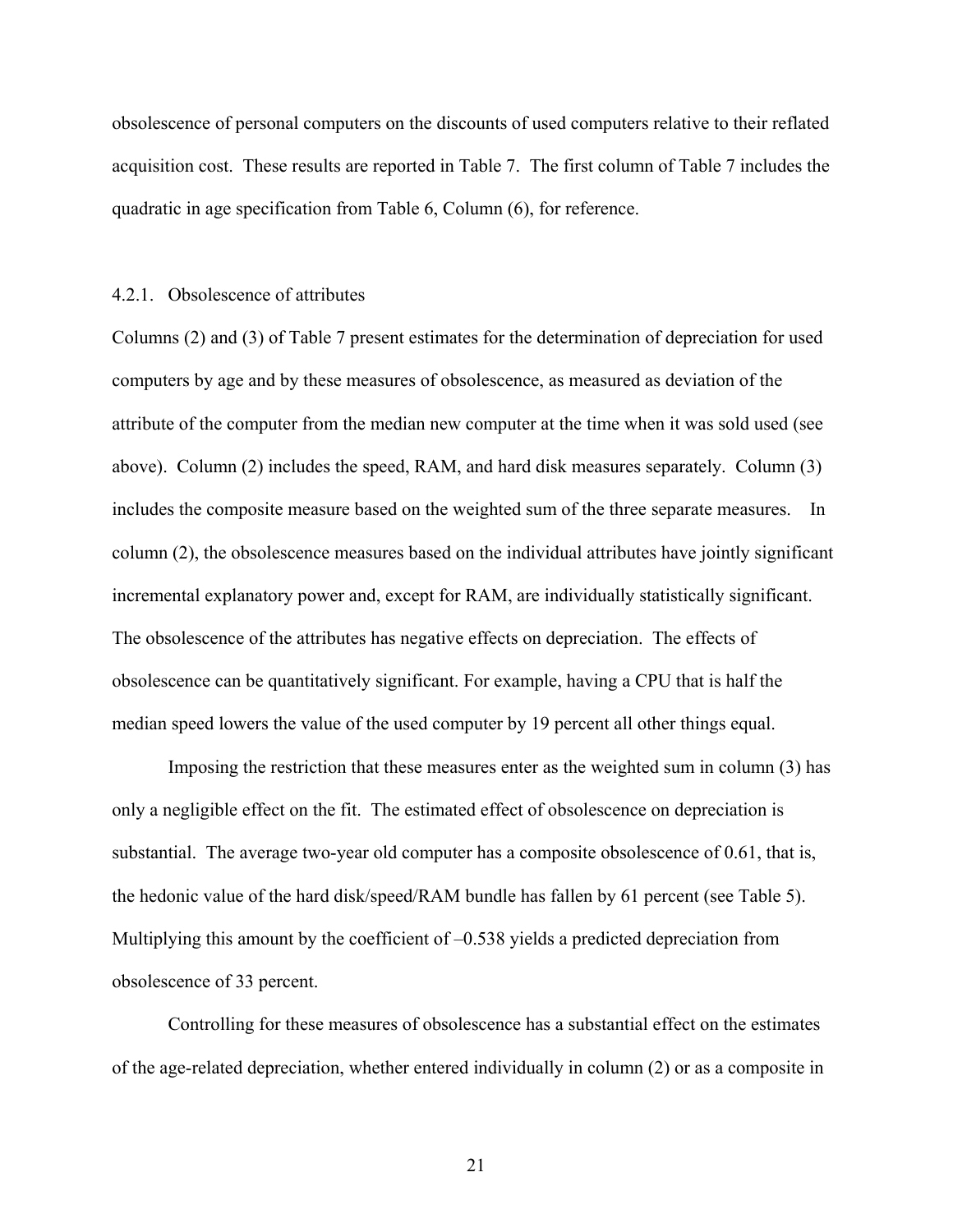obsolescence of personal computers on the discounts of used computers relative to their reflated acquisition cost. These results are reported in Table 7. The first column of Table 7 includes the quadratic in age specification from Table 6, Column (6), for reference.

#### 4.2.1. Obsolescence of attributes

Columns (2) and (3) of Table 7 present estimates for the determination of depreciation for used computers by age and by these measures of obsolescence, as measured as deviation of the attribute of the computer from the median new computer at the time when it was sold used (see above). Column (2) includes the speed, RAM, and hard disk measures separately. Column (3) includes the composite measure based on the weighted sum of the three separate measures. In column (2), the obsolescence measures based on the individual attributes have jointly significant incremental explanatory power and, except for RAM, are individually statistically significant. The obsolescence of the attributes has negative effects on depreciation. The effects of obsolescence can be quantitatively significant. For example, having a CPU that is half the median speed lowers the value of the used computer by 19 percent all other things equal.

Imposing the restriction that these measures enter as the weighted sum in column (3) has only a negligible effect on the fit. The estimated effect of obsolescence on depreciation is substantial. The average two-year old computer has a composite obsolescence of 0.61, that is, the hedonic value of the hard disk/speed/RAM bundle has fallen by 61 percent (see Table 5). Multiplying this amount by the coefficient of –0.538 yields a predicted depreciation from obsolescence of 33 percent.

Controlling for these measures of obsolescence has a substantial effect on the estimates of the age-related depreciation, whether entered individually in column (2) or as a composite in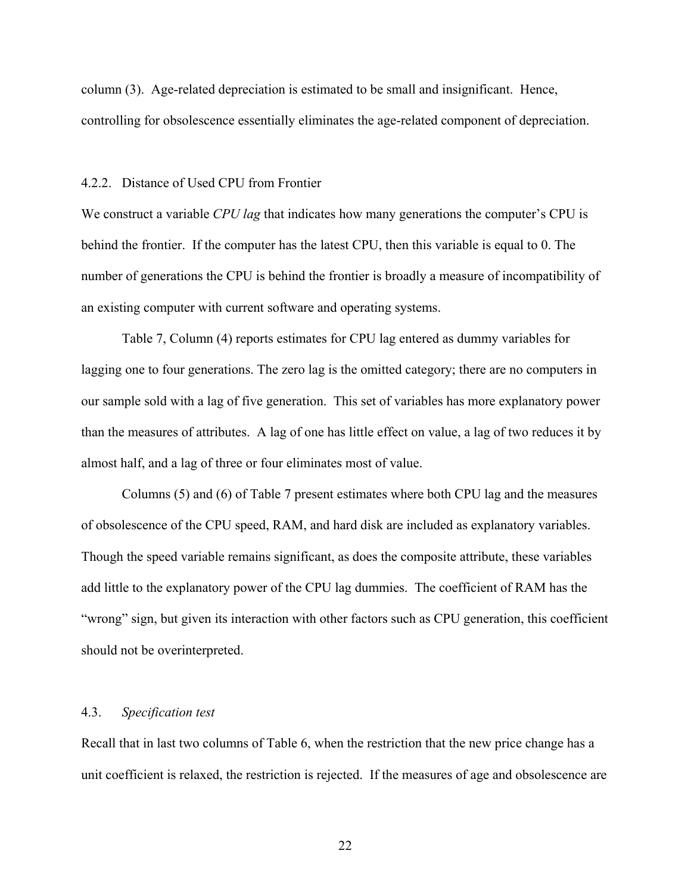column (3). Age-related depreciation is estimated to be small and insignificant. Hence, controlling for obsolescence essentially eliminates the age-related component of depreciation.

#### 4.2.2. Distance of Used CPU from Frontier

We construct a variable *CPU lag* that indicates how many generations the computer's CPU is behind the frontier. If the computer has the latest CPU, then this variable is equal to 0. The number of generations the CPU is behind the frontier is broadly a measure of incompatibility of an existing computer with current software and operating systems.

Table 7, Column (4) reports estimates for CPU lag entered as dummy variables for lagging one to four generations. The zero lag is the omitted category; there are no computers in our sample sold with a lag of five generation. This set of variables has more explanatory power than the measures of attributes. A lag of one has little effect on value, a lag of two reduces it by almost half, and a lag of three or four eliminates most of value.

Columns (5) and (6) of Table 7 present estimates where both CPU lag and the measures of obsolescence of the CPU speed, RAM, and hard disk are included as explanatory variables. Though the speed variable remains significant, as does the composite attribute, these variables add little to the explanatory power of the CPU lag dummies. The coefficient of RAM has the "wrong" sign, but given its interaction with other factors such as CPU generation, this coefficient should not be overinterpreted.

### 4.3. *Specification test*

Recall that in last two columns of Table 6, when the restriction that the new price change has a unit coefficient is relaxed, the restriction is rejected. If the measures of age and obsolescence are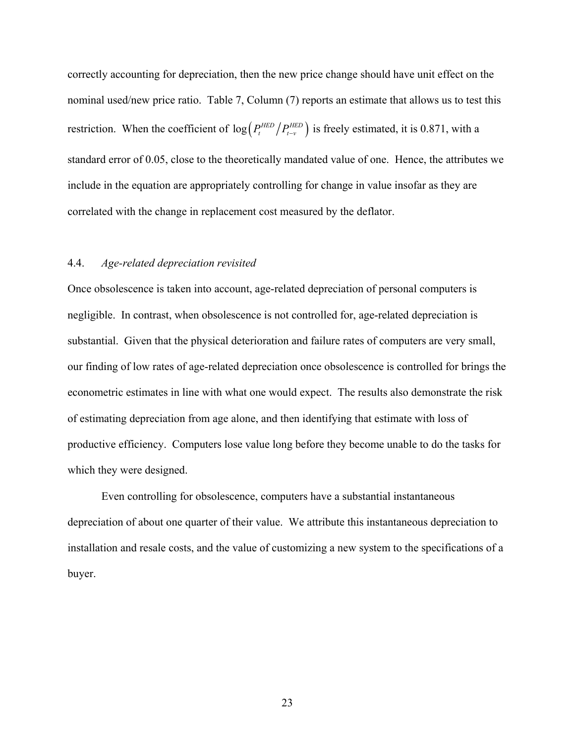correctly accounting for depreciation, then the new price change should have unit effect on the nominal used/new price ratio. Table 7, Column (7) reports an estimate that allows us to test this restriction. When the coefficient of $\log\left(P_t^{HED} / P_{t-v}^{HED}\right)$ is freely estimated, it is 0.871, with a standard error of 0.05, close to the theoretically mandated value of one. Hence, the attributes we include in the equation are appropriately controlling for change in value insofar as they are correlated with the change in replacement cost measured by the deflator.

### 4.4. *Age-related depreciation revisited*

Once obsolescence is taken into account, age-related depreciation of personal computers is negligible. In contrast, when obsolescence is not controlled for, age-related depreciation is substantial. Given that the physical deterioration and failure rates of computers are very small, our finding of low rates of age-related depreciation once obsolescence is controlled for brings the econometric estimates in line with what one would expect. The results also demonstrate the risk of estimating depreciation from age alone, and then identifying that estimate with loss of productive efficiency. Computers lose value long before they become unable to do the tasks for which they were designed.

Even controlling for obsolescence, computers have a substantial instantaneous depreciation of about one quarter of their value. We attribute this instantaneous depreciation to installation and resale costs, and the value of customizing a new system to the specifications of a buyer.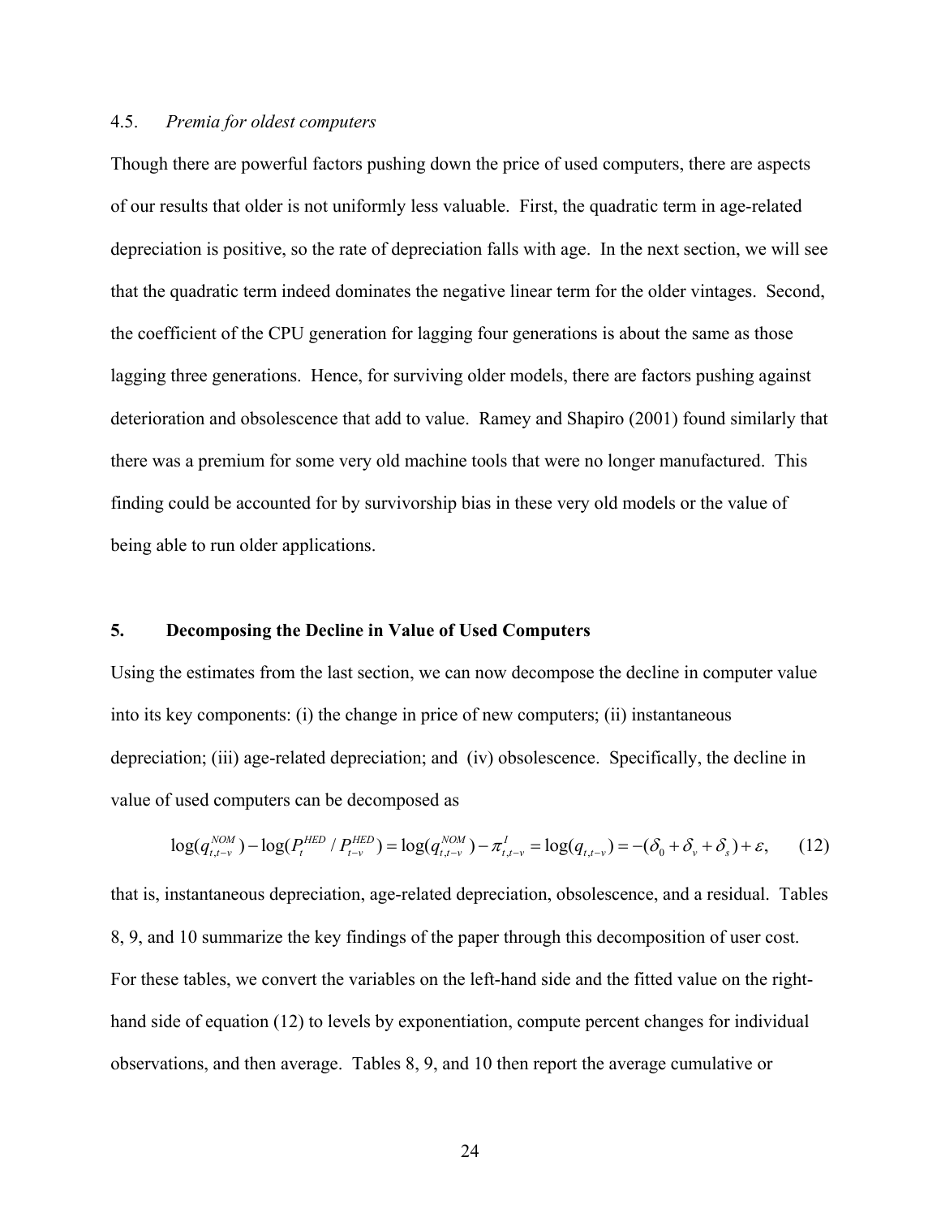### 4.5. *Premia for oldest computers*

Though there are powerful factors pushing down the price of used computers, there are aspects of our results that older is not uniformly less valuable. First, the quadratic term in age-related depreciation is positive, so the rate of depreciation falls with age. In the next section, we will see that the quadratic term indeed dominates the negative linear term for the older vintages. Second, the coefficient of the CPU generation for lagging four generations is about the same as those lagging three generations. Hence, for surviving older models, there are factors pushing against deterioration and obsolescence that add to value. Ramey and Shapiro (2001) found similarly that there was a premium for some very old machine tools that were no longer manufactured. This finding could be accounted for by survivorship bias in these very old models or the value of being able to run older applications.

## 5. Decomposing the Decline in Value of Used Computers

Using the estimates from the last section, we can now decompose the decline in computer value into its key components: (i) the change in price of new computers; (ii) instantaneous depreciation; (iii) age-related depreciation; and (iv) obsolescence. Specifically, the decline in value of used computers can be decomposed as

$$\log(q_{t,t-v}^{NOM}) - \log(P_t^{HED} / P_{t-v}^{HED}) = \log(q_{t,t-v}^{NOM}) - \pi_{t,t-v}^{I} = \log(q_{t,t-v}) = -(\delta_0 + \delta_v + \delta_s) + \varepsilon, \qquad (12)$$

that is, instantaneous depreciation, age-related depreciation, obsolescence, and a residual. Tables 8, 9, and 10 summarize the key findings of the paper through this decomposition of user cost. For these tables, we convert the variables on the left-hand side and the fitted value on the right-hand side of equation (12) to levels by exponentiation, compute percent changes for individual observations, and then average. Tables 8, 9, and 10 then report the average cumulative or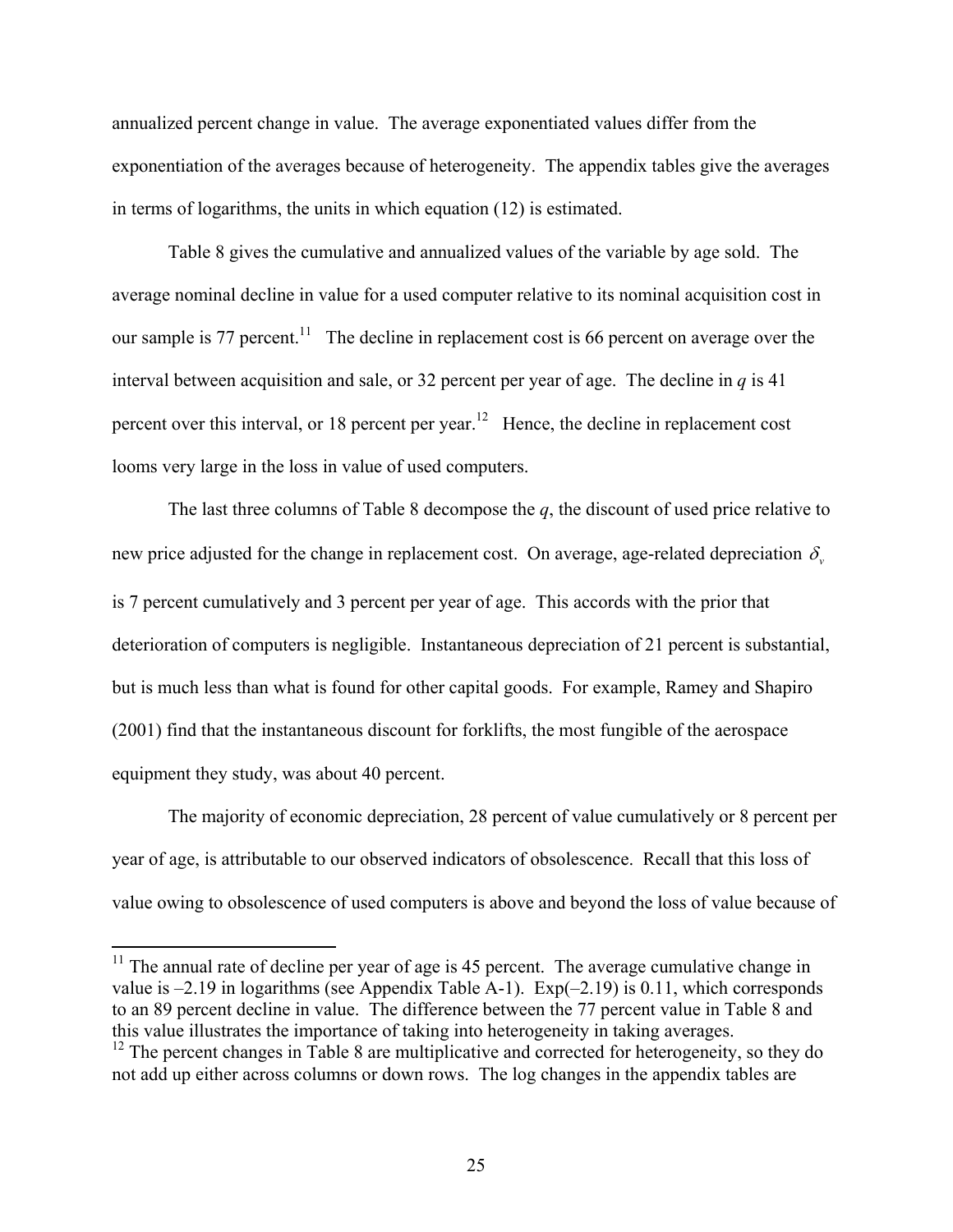annualized percent change in value. The average exponentiated values differ from the exponentiation of the averages because of heterogeneity. The appendix tables give the averages in terms of logarithms, the units in which equation (12) is estimated.

Table 8 gives the cumulative and annualized values of the variable by age sold. The average nominal decline in value for a used computer relative to its nominal acquisition cost in our sample is 77 percent.[11] The decline in replacement cost is 66 percent on average over the interval between acquisition and sale, or 32 percent per year of age. The decline in $q$ is 41 percent over this interval, or 18 percent per year.[12] Hence, the decline in replacement cost looms very large in the loss in value of used computers.

The last three columns of Table 8 decompose the $q$, the discount of used price relative to new price adjusted for the change in replacement cost. On average, age-related depreciation $\delta_v$ is 7 percent cumulatively and 3 percent per year of age. This accords with the prior that deterioration of computers is negligible. Instantaneous depreciation of 21 percent is substantial, but is much less than what is found for other capital goods. For example, Ramey and Shapiro (2001) find that the instantaneous discount for forklifts, the most fungible of the aerospace equipment they study, was about 40 percent.

The majority of economic depreciation, 28 percent of value cumulatively or 8 percent per year of age, is attributable to our observed indicators of obsolescence. Recall that this loss of value owing to obsolescence of used computers is above and beyond the loss of value because of

---

[11] The annual rate of decline per year of age is 45 percent. The average cumulative change in value is –2.19 in logarithms (see Appendix Table A-1). Exp(–2.19) is 0.11, which corresponds to an 89 percent decline in value. The difference between the 77 percent value in Table 8 and this value illustrates the importance of taking into heterogeneity in taking averages.

[12] The percent changes in Table 8 are multiplicative and corrected for heterogeneity, so they do not add up either across columns or down rows. The log changes in the appendix tables are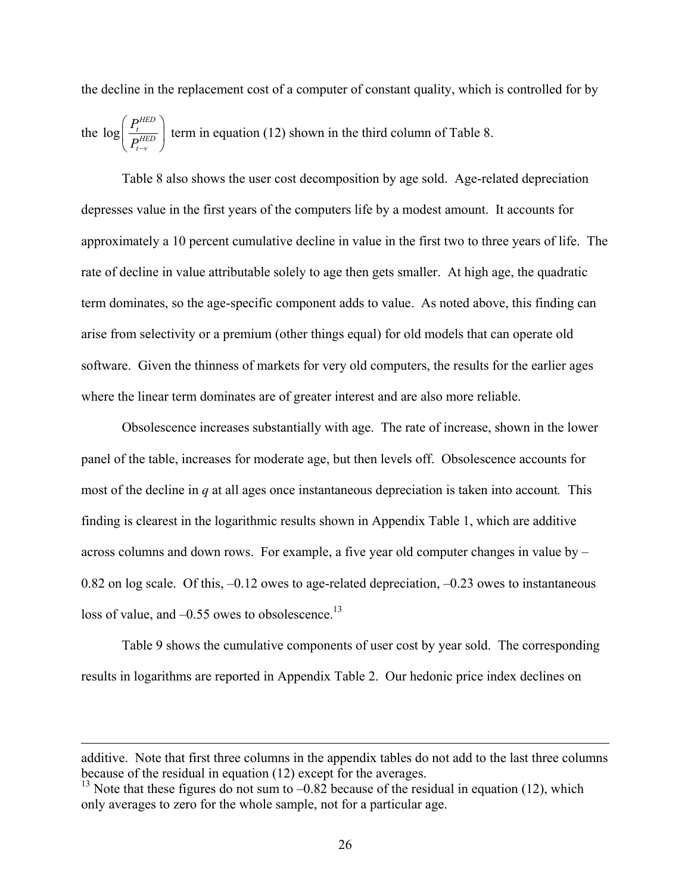the decline in the replacement cost of a computer of constant quality, which is controlled for by the $\log\left(\frac{P_t^{HED}}{P_{t-v}^{HED}}\right)$ term in equation (12) shown in the third column of Table 8.

Table 8 also shows the user cost decomposition by age sold. Age-related depreciation depresses value in the first years of the computers life by a modest amount. It accounts for approximately a 10 percent cumulative decline in value in the first two to three years of life. The rate of decline in value attributable solely to age then gets smaller. At high age, the quadratic term dominates, so the age-specific component adds to value. As noted above, this finding can arise from selectivity or a premium (other things equal) for old models that can operate old software. Given the thinness of markets for very old computers, the results for the earlier ages where the linear term dominates are of greater interest and are also more reliable.

Obsolescence increases substantially with age. The rate of increase, shown in the lower panel of the table, increases for moderate age, but then levels off. Obsolescence accounts for most of the decline in *q* at all ages once instantaneous depreciation is taken into account*.* This finding is clearest in the logarithmic results shown in Appendix Table 1, which are additive across columns and down rows. For example, a five year old computer changes in value by –0.82 on log scale. Of this, –0.12 owes to age-related depreciation, –0.23 owes to instantaneous loss of value, and –0.55 owes to obsolescence.[13]

Table 9 shows the cumulative components of user cost by year sold. The corresponding results in logarithms are reported in Appendix Table 2. Our hedonic price index declines on

---

additive. Note that first three columns in the appendix tables do not add to the last three columns because of the residual in equation (12) except for the averages.

[13] Note that these figures do not sum to –0.82 because of the residual in equation (12), which only averages to zero for the whole sample, not for a particular age.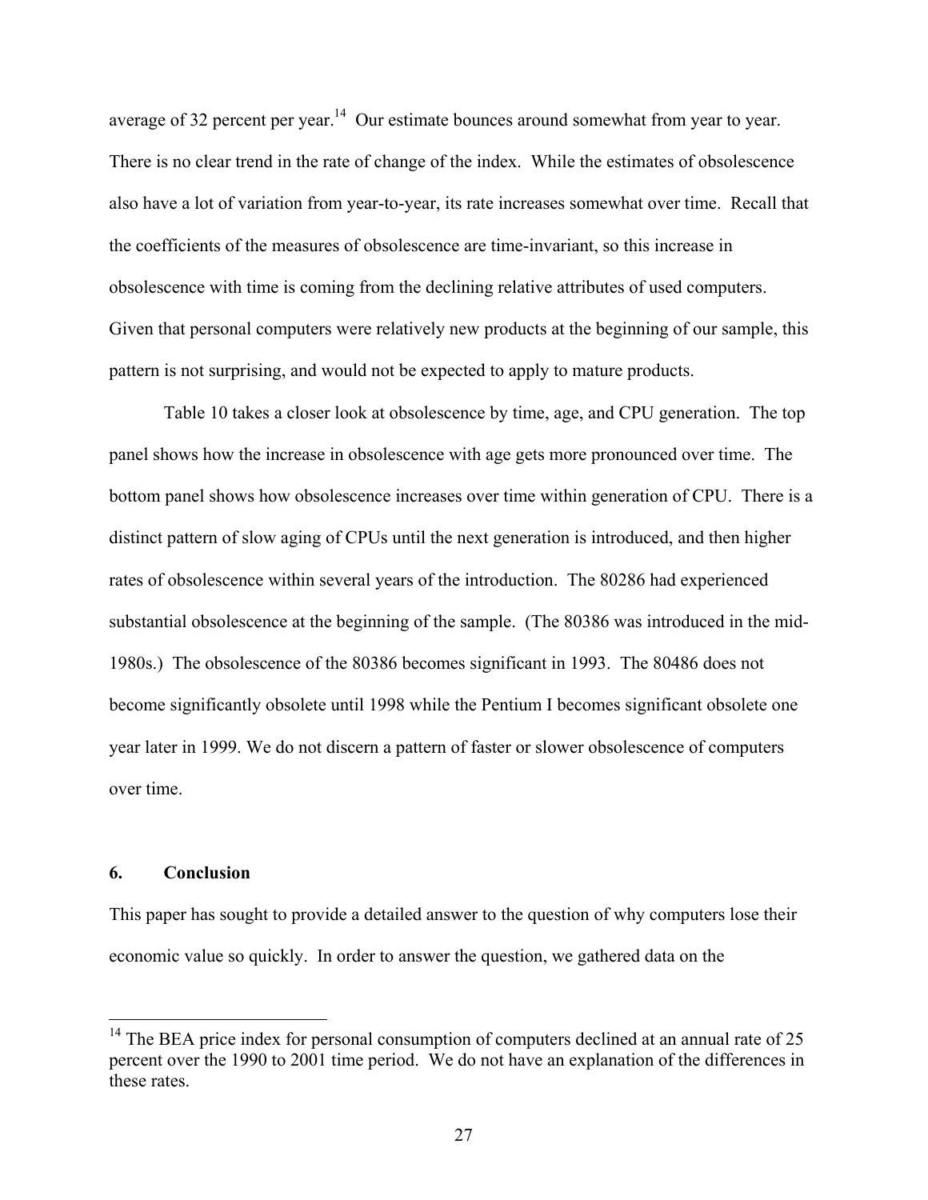average of 32 percent per year.[14] Our estimate bounces around somewhat from year to year. There is no clear trend in the rate of change of the index. While the estimates of obsolescence also have a lot of variation from year-to-year, its rate increases somewhat over time. Recall that the coefficients of the measures of obsolescence are time-invariant, so this increase in obsolescence with time is coming from the declining relative attributes of used computers. Given that personal computers were relatively new products at the beginning of our sample, this pattern is not surprising, and would not be expected to apply to mature products.

Table 10 takes a closer look at obsolescence by time, age, and CPU generation. The top panel shows how the increase in obsolescence with age gets more pronounced over time. The bottom panel shows how obsolescence increases over time within generation of CPU. There is a distinct pattern of slow aging of CPUs until the next generation is introduced, and then higher rates of obsolescence within several years of the introduction. The 80286 had experienced substantial obsolescence at the beginning of the sample. (The 80386 was introduced in the mid-1980s.) The obsolescence of the 80386 becomes significant in 1993. The 80486 does not become significantly obsolete until 1998 while the Pentium I becomes significant obsolete one year later in 1999. We do not discern a pattern of faster or slower obsolescence of computers over time.

## 6. Conclusion

This paper has sought to provide a detailed answer to the question of why computers lose their economic value so quickly. In order to answer the question, we gathered data on the

---

[14] The BEA price index for personal consumption of computers declined at an annual rate of 25 percent over the 1990 to 2001 time period. We do not have an explanation of the differences in these rates.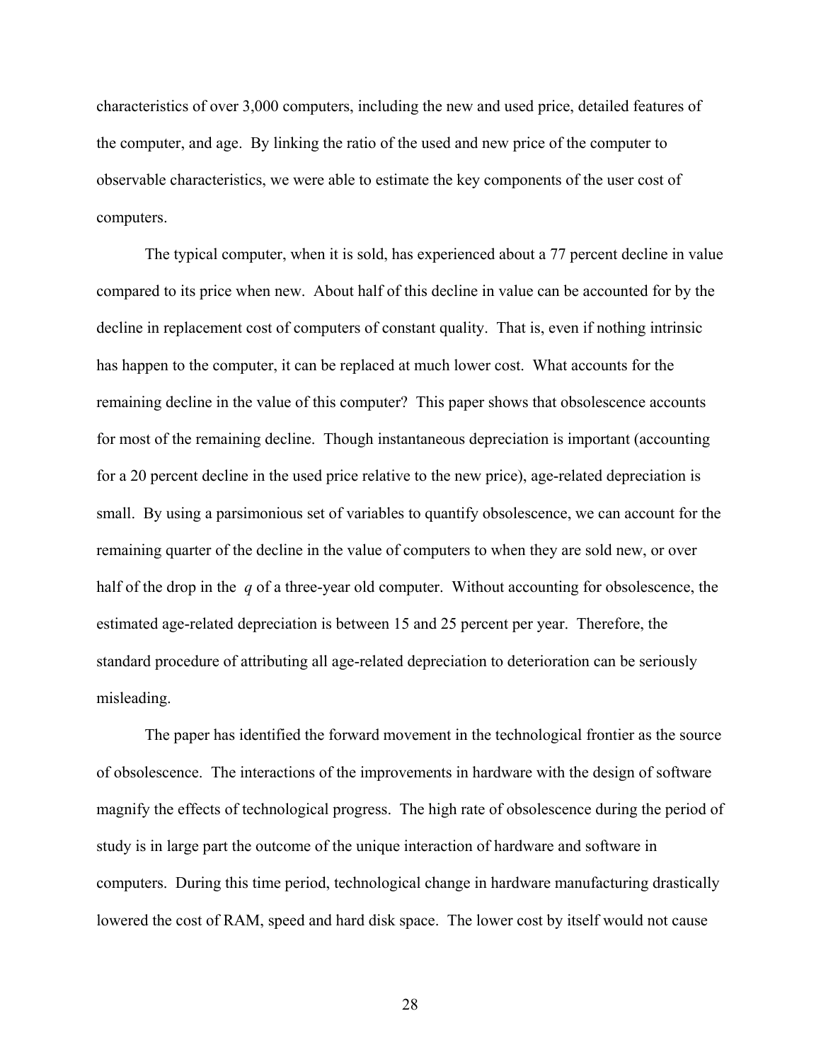characteristics of over 3,000 computers, including the new and used price, detailed features of the computer, and age. By linking the ratio of the used and new price of the computer to observable characteristics, we were able to estimate the key components of the user cost of computers.

The typical computer, when it is sold, has experienced about a 77 percent decline in value compared to its price when new. About half of this decline in value can be accounted for by the decline in replacement cost of computers of constant quality. That is, even if nothing intrinsic has happen to the computer, it can be replaced at much lower cost. What accounts for the remaining decline in the value of this computer? This paper shows that obsolescence accounts for most of the remaining decline. Though instantaneous depreciation is important (accounting for a 20 percent decline in the used price relative to the new price), age-related depreciation is small. By using a parsimonious set of variables to quantify obsolescence, we can account for the remaining quarter of the decline in the value of computers to when they are sold new, or over half of the drop in the $q$ of a three-year old computer. Without accounting for obsolescence, the estimated age-related depreciation is between 15 and 25 percent per year. Therefore, the standard procedure of attributing all age-related depreciation to deterioration can be seriously misleading.

The paper has identified the forward movement in the technological frontier as the source of obsolescence. The interactions of the improvements in hardware with the design of software magnify the effects of technological progress. The high rate of obsolescence during the period of study is in large part the outcome of the unique interaction of hardware and software in computers. During this time period, technological change in hardware manufacturing drastically lowered the cost of RAM, speed and hard disk space. The lower cost by itself would not cause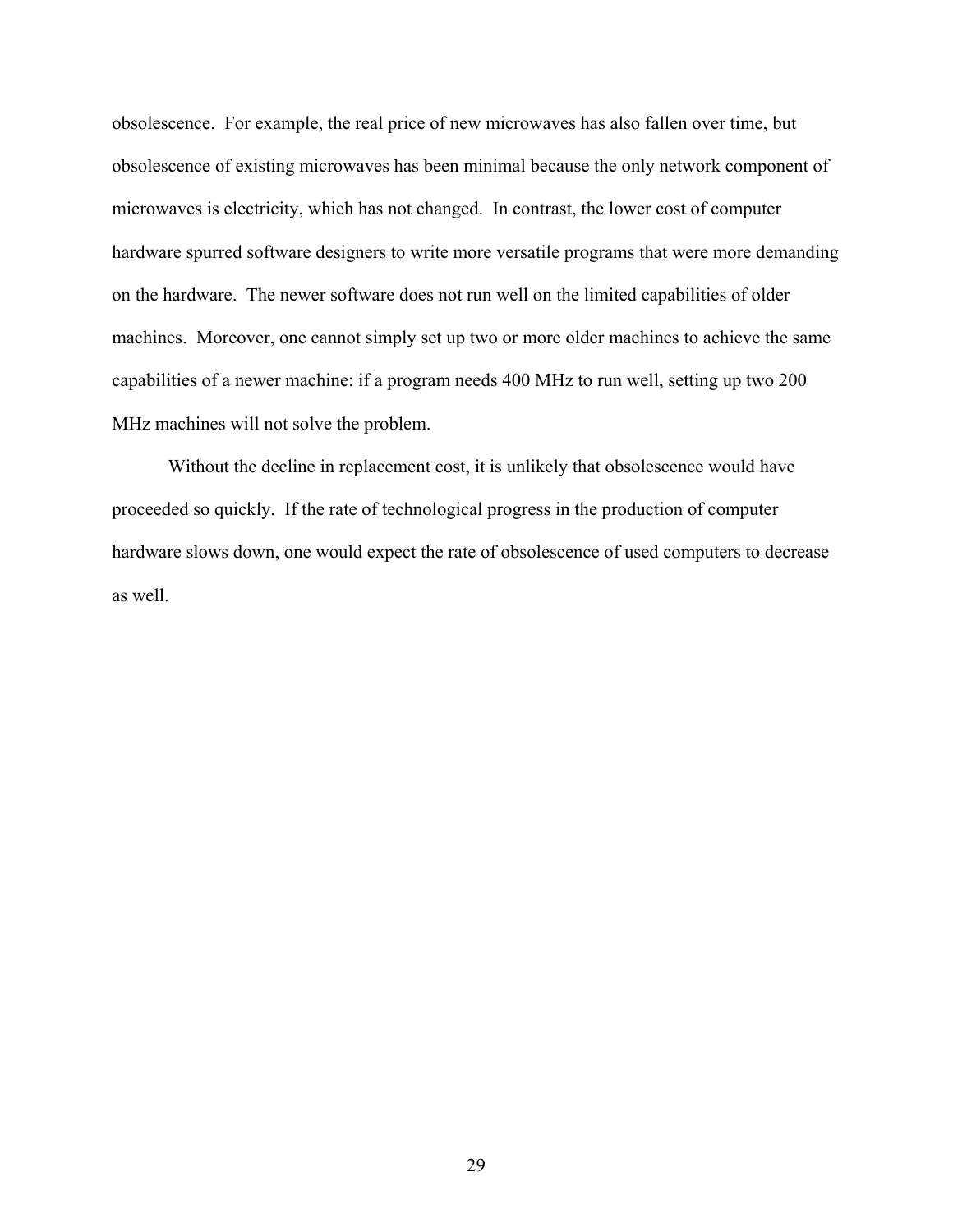obsolescence. For example, the real price of new microwaves has also fallen over time, but obsolescence of existing microwaves has been minimal because the only network component of microwaves is electricity, which has not changed. In contrast, the lower cost of computer hardware spurred software designers to write more versatile programs that were more demanding on the hardware. The newer software does not run well on the limited capabilities of older machines. Moreover, one cannot simply set up two or more older machines to achieve the same capabilities of a newer machine: if a program needs 400 MHz to run well, setting up two 200 MHz machines will not solve the problem.

Without the decline in replacement cost, it is unlikely that obsolescence would have proceeded so quickly. If the rate of technological progress in the production of computer hardware slows down, one would expect the rate of obsolescence of used computers to decrease as well.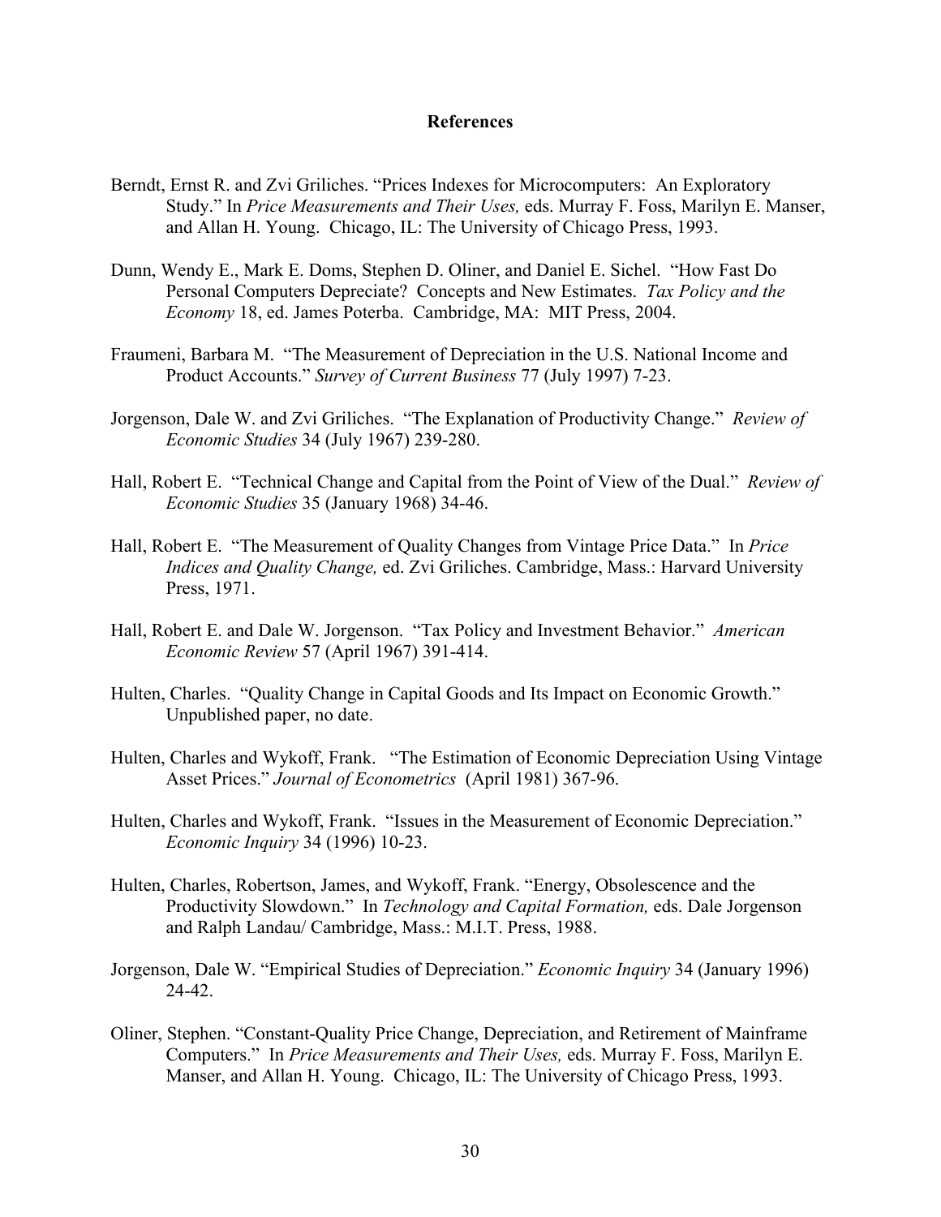# References

Berndt, Ernst R. and Zvi Griliches. "Prices Indexes for Microcomputers: An Exploratory Study." In *Price Measurements and Their Uses,* eds. Murray F. Foss, Marilyn E. Manser, and Allan H. Young. Chicago, IL: The University of Chicago Press, 1993.

Dunn, Wendy E., Mark E. Doms, Stephen D. Oliner, and Daniel E. Sichel. "How Fast Do Personal Computers Depreciate? Concepts and New Estimates. *Tax Policy and the Economy* 18, ed. James Poterba. Cambridge, MA: MIT Press, 2004.

Fraumeni, Barbara M. "The Measurement of Depreciation in the U.S. National Income and Product Accounts." *Survey of Current Business* 77 (July 1997) 7-23.

Jorgenson, Dale W. and Zvi Griliches. "The Explanation of Productivity Change." *Review of Economic Studies* 34 (July 1967) 239-280.

Hall, Robert E. "Technical Change and Capital from the Point of View of the Dual." *Review of Economic Studies* 35 (January 1968) 34-46.

Hall, Robert E. "The Measurement of Quality Changes from Vintage Price Data." In *Price Indices and Quality Change,* ed. Zvi Griliches. Cambridge, Mass.: Harvard University Press, 1971.

Hall, Robert E. and Dale W. Jorgenson. "Tax Policy and Investment Behavior." *American Economic Review* 57 (April 1967) 391-414.

Hulten, Charles. "Quality Change in Capital Goods and Its Impact on Economic Growth." Unpublished paper, no date.

Hulten, Charles and Wykoff, Frank. "The Estimation of Economic Depreciation Using Vintage Asset Prices." *Journal of Econometrics* (April 1981) 367-96.

Hulten, Charles and Wykoff, Frank. "Issues in the Measurement of Economic Depreciation." *Economic Inquiry* 34 (1996) 10-23.

Hulten, Charles, Robertson, James, and Wykoff, Frank. "Energy, Obsolescence and the Productivity Slowdown." In *Technology and Capital Formation,* eds. Dale Jorgenson and Ralph Landau/ Cambridge, Mass.: M.I.T. Press, 1988.

Jorgenson, Dale W. "Empirical Studies of Depreciation." *Economic Inquiry* 34 (January 1996) 24-42.

Oliner, Stephen. "Constant-Quality Price Change, Depreciation, and Retirement of Mainframe Computers." In *Price Measurements and Their Uses,* eds. Murray F. Foss, Marilyn E. Manser, and Allan H. Young. Chicago, IL: The University of Chicago Press, 1993.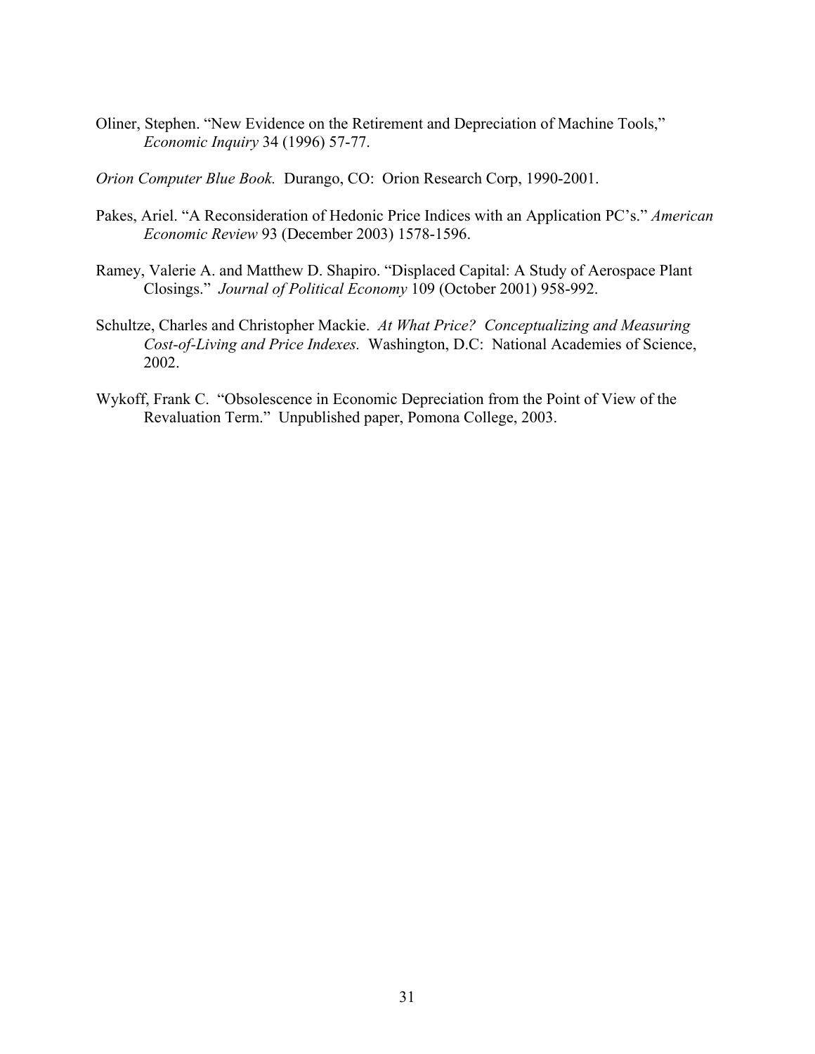Oliner, Stephen. "New Evidence on the Retirement and Depreciation of Machine Tools," *Economic Inquiry* 34 (1996) 57-77.

*Orion Computer Blue Book.* Durango, CO: Orion Research Corp, 1990-2001.

Pakes, Ariel. "A Reconsideration of Hedonic Price Indices with an Application PC's." *American Economic Review* 93 (December 2003) 1578-1596.

Ramey, Valerie A. and Matthew D. Shapiro. "Displaced Capital: A Study of Aerospace Plant Closings." *Journal of Political Economy* 109 (October 2001) 958-992.

Schultze, Charles and Christopher Mackie. *At What Price? Conceptualizing and Measuring Cost-of-Living and Price Indexes.* Washington, D.C: National Academies of Science, 2002.

Wykoff, Frank C. "Obsolescence in Economic Depreciation from the Point of View of the Revaluation Term." Unpublished paper, Pomona College, 2003.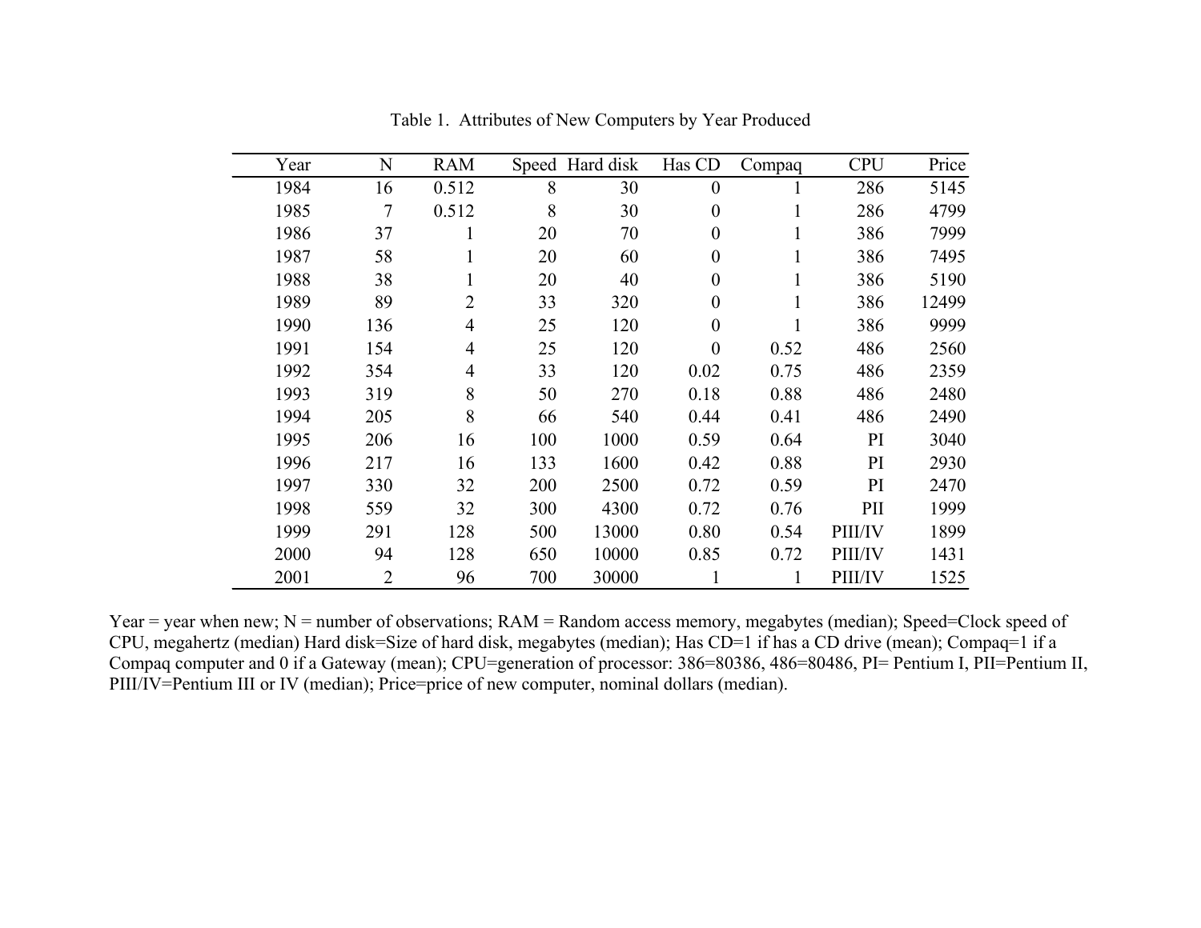Table 1. Attributes of New Computers by Year Produced

| Year | N | RAM | Speed | Hard disk | Has CD | Compaq | CPU | Price |
|---|---|---|---|---|---|---|---|---|
| 1984 | 16 | 0.512 | 8 | 30 | 0 | 1 | 286 | 5145 |
| 1985 | 7 | 0.512 | 8 | 30 | 0 | 1 | 286 | 4799 |
| 1986 | 37 | 1 | 20 | 70 | 0 | 1 | 386 | 7999 |
| 1987 | 58 | 1 | 20 | 60 | 0 | 1 | 386 | 7495 |
| 1988 | 38 | 1 | 20 | 40 | 0 | 1 | 386 | 5190 |
| 1989 | 89 | 2 | 33 | 320 | 0 | 1 | 386 | 12499 |
| 1990 | 136 | 4 | 25 | 120 | 0 | 1 | 386 | 9999 |
| 1991 | 154 | 4 | 25 | 120 | 0 | 0.52 | 486 | 2560 |
| 1992 | 354 | 4 | 33 | 120 | 0.02 | 0.75 | 486 | 2359 |
| 1993 | 319 | 8 | 50 | 270 | 0.18 | 0.88 | 486 | 2480 |
| 1994 | 205 | 8 | 66 | 540 | 0.44 | 0.41 | 486 | 2490 |
| 1995 | 206 | 16 | 100 | 1000 | 0.59 | 0.64 | PI | 3040 |
| 1996 | 217 | 16 | 133 | 1600 | 0.42 | 0.88 | PI | 2930 |
| 1997 | 330 | 32 | 200 | 2500 | 0.72 | 0.59 | PI | 2470 |
| 1998 | 559 | 32 | 300 | 4300 | 0.72 | 0.76 | PII | 1999 |
| 1999 | 291 | 128 | 500 | 13000 | 0.80 | 0.54 | PIII/IV | 1899 |
| 2000 | 94 | 128 | 650 | 10000 | 0.85 | 0.72 | PIII/IV | 1431 |
| 2001 | 2 | 96 | 700 | 30000 | 1 | 1 | PIII/IV | 1525 |

Year = year when new; N = number of observations; RAM = Random access memory, megabytes (median); Speed=Clock speed of CPU, megahertz (median) Hard disk=Size of hard disk, megabytes (median); Has CD=1 if has a CD drive (mean); Compaq=1 if a Compaq computer and 0 if a Gateway (mean); CPU=generation of processor: 386=80386, 486=80486, PI= Pentium I, PII=Pentium II, PIII/IV=Pentium III or IV (median); Price=price of new computer, nominal dollars (median).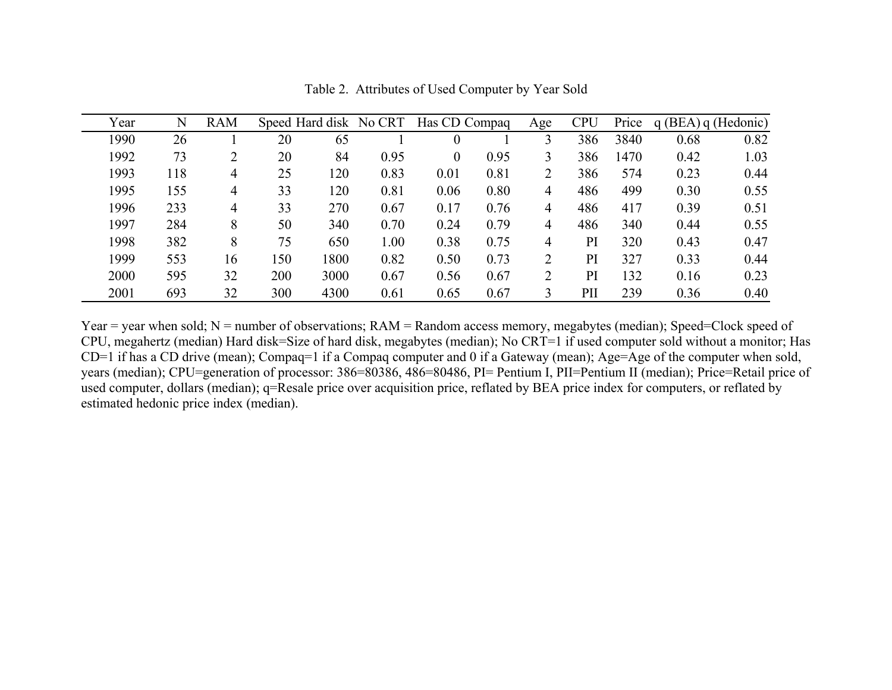Table 2. Attributes of Used Computer by Year Sold

| Year | N | RAM | Speed | Hard disk | No CRT | Has CD | Compaq | Age | CPU | Price | q (BEA) | q (Hedonic) |
|---|---|---|---|---|---|---|---|---|---|---|---|---|
| 1990 | 26 | 1 | 20 | 65 | 1 | 0 | 1 | 3 | 386 | 3840 | 0.68 | 0.82 |
| 1992 | 73 | 2 | 20 | 84 | 0.95 | 0 | 0.95 | 3 | 386 | 1470 | 0.42 | 1.03 |
| 1993 | 118 | 4 | 25 | 120 | 0.83 | 0.01 | 0.81 | 2 | 386 | 574 | 0.23 | 0.44 |
| 1995 | 155 | 4 | 33 | 120 | 0.81 | 0.06 | 0.80 | 4 | 486 | 499 | 0.30 | 0.55 |
| 1996 | 233 | 4 | 33 | 270 | 0.67 | 0.17 | 0.76 | 4 | 486 | 417 | 0.39 | 0.51 |
| 1997 | 284 | 8 | 50 | 340 | 0.70 | 0.24 | 0.79 | 4 | 486 | 340 | 0.44 | 0.55 |
| 1998 | 382 | 8 | 75 | 650 | 1.00 | 0.38 | 0.75 | 4 | PI | 320 | 0.43 | 0.47 |
| 1999 | 553 | 16 | 150 | 1800 | 0.82 | 0.50 | 0.73 | 2 | PI | 327 | 0.33 | 0.44 |
| 2000 | 595 | 32 | 200 | 3000 | 0.67 | 0.56 | 0.67 | 2 | PI | 132 | 0.16 | 0.23 |
| 2001 | 693 | 32 | 300 | 4300 | 0.61 | 0.65 | 0.67 | 3 | PII | 239 | 0.36 | 0.40 |

Year = year when sold; N = number of observations; RAM = Random access memory, megabytes (median); Speed=Clock speed of CPU, megahertz (median) Hard disk=Size of hard disk, megabytes (median); No CRT=1 if used computer sold without a monitor; Has CD=1 if has a CD drive (mean); Compaq=1 if a Compaq computer and 0 if a Gateway (mean); Age=Age of the computer when sold, years (median); CPU=generation of processor: 386=80386, 486=80486, PI= Pentium I, PII=Pentium II (median); Price=Retail price of used computer, dollars (median); q=Resale price over acquisition price, reflated by BEA price index for computers, or reflated by estimated hedonic price index (median).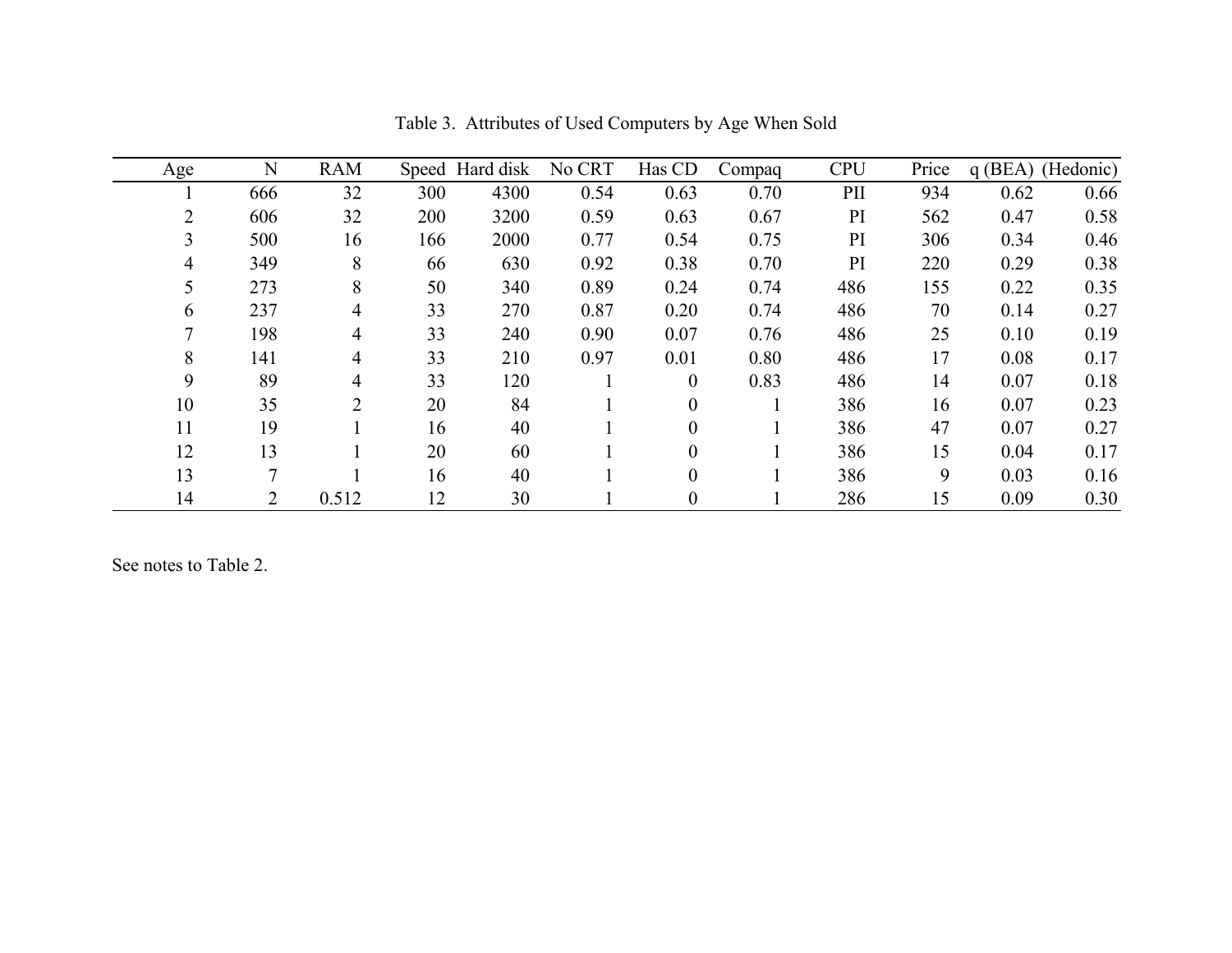Table 3. Attributes of Used Computers by Age When Sold

| Age | N | RAM | Speed | Hard disk | No CRT | Has CD | Compaq | CPU | Price | q (BEA) | (Hedonic) |
|---|---|---|---|---|---|---|---|---|---|---|---|
| 1 | 666 | 32 | 300 | 4300 | 0.54 | 0.63 | 0.70 | PII | 934 | 0.62 | 0.66 |
| 2 | 606 | 32 | 200 | 3200 | 0.59 | 0.63 | 0.67 | PI | 562 | 0.47 | 0.58 |
| 3 | 500 | 16 | 166 | 2000 | 0.77 | 0.54 | 0.75 | PI | 306 | 0.34 | 0.46 |
| 4 | 349 | 8 | 66 | 630 | 0.92 | 0.38 | 0.70 | PI | 220 | 0.29 | 0.38 |
| 5 | 273 | 8 | 50 | 340 | 0.89 | 0.24 | 0.74 | 486 | 155 | 0.22 | 0.35 |
| 6 | 237 | 4 | 33 | 270 | 0.87 | 0.20 | 0.74 | 486 | 70 | 0.14 | 0.27 |
| 7 | 198 | 4 | 33 | 240 | 0.90 | 0.07 | 0.76 | 486 | 25 | 0.10 | 0.19 |
| 8 | 141 | 4 | 33 | 210 | 0.97 | 0.01 | 0.80 | 486 | 17 | 0.08 | 0.17 |
| 9 | 89 | 4 | 33 | 120 | 1 | 0 | 0.83 | 486 | 14 | 0.07 | 0.18 |
| 10 | 35 | 2 | 20 | 84 | 1 | 0 | 1 | 386 | 16 | 0.07 | 0.23 |
| 11 | 19 | 1 | 16 | 40 | 1 | 0 | 1 | 386 | 47 | 0.07 | 0.27 |
| 12 | 13 | 1 | 20 | 60 | 1 | 0 | 1 | 386 | 15 | 0.04 | 0.17 |
| 13 | 7 | 1 | 16 | 40 | 1 | 0 | 1 | 386 | 9 | 0.03 | 0.16 |
| 14 | 2 | 0.512 | 12 | 30 | 1 | 0 | 1 | 286 | 15 | 0.09 | 0.30 |

See notes to Table 2.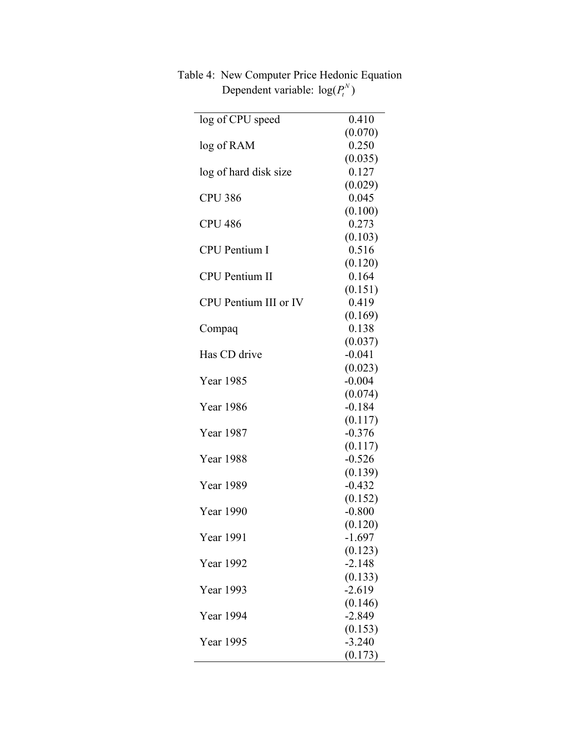Table 4: New Computer Price Hedonic Equation
Dependent variable: $\log(P_t^N)$

| | |
|---|---|
| log of CPU speed | 0.410 |
| | (0.070) |
| log of RAM | 0.250 |
| | (0.035) |
| log of hard disk size | 0.127 |
| | (0.029) |
| CPU 386 | 0.045 |
| | (0.100) |
| CPU 486 | 0.273 |
| | (0.103) |
| CPU Pentium I | 0.516 |
| | (0.120) |
| CPU Pentium II | 0.164 |
| | (0.151) |
| CPU Pentium III or IV | 0.419 |
| | (0.169) |
| Compaq | 0.138 |
| | (0.037) |
| Has CD drive | -0.041 |
| | (0.023) |
| Year 1985 | -0.004 |
| | (0.074) |
| Year 1986 | -0.184 |
| | (0.117) |
| Year 1987 | -0.376 |
| | (0.117) |
| Year 1988 | -0.526 |
| | (0.139) |
| Year 1989 | -0.432 |
| | (0.152) |
| Year 1990 | -0.800 |
| | (0.120) |
| Year 1991 | -1.697 |
| | (0.123) |
| Year 1992 | -2.148 |
| | (0.133) |
| Year 1993 | -2.619 |
| | (0.146) |
| Year 1994 | -2.849 |
| | (0.153) |
| Year 1995 | -3.240 |
| | (0.173) |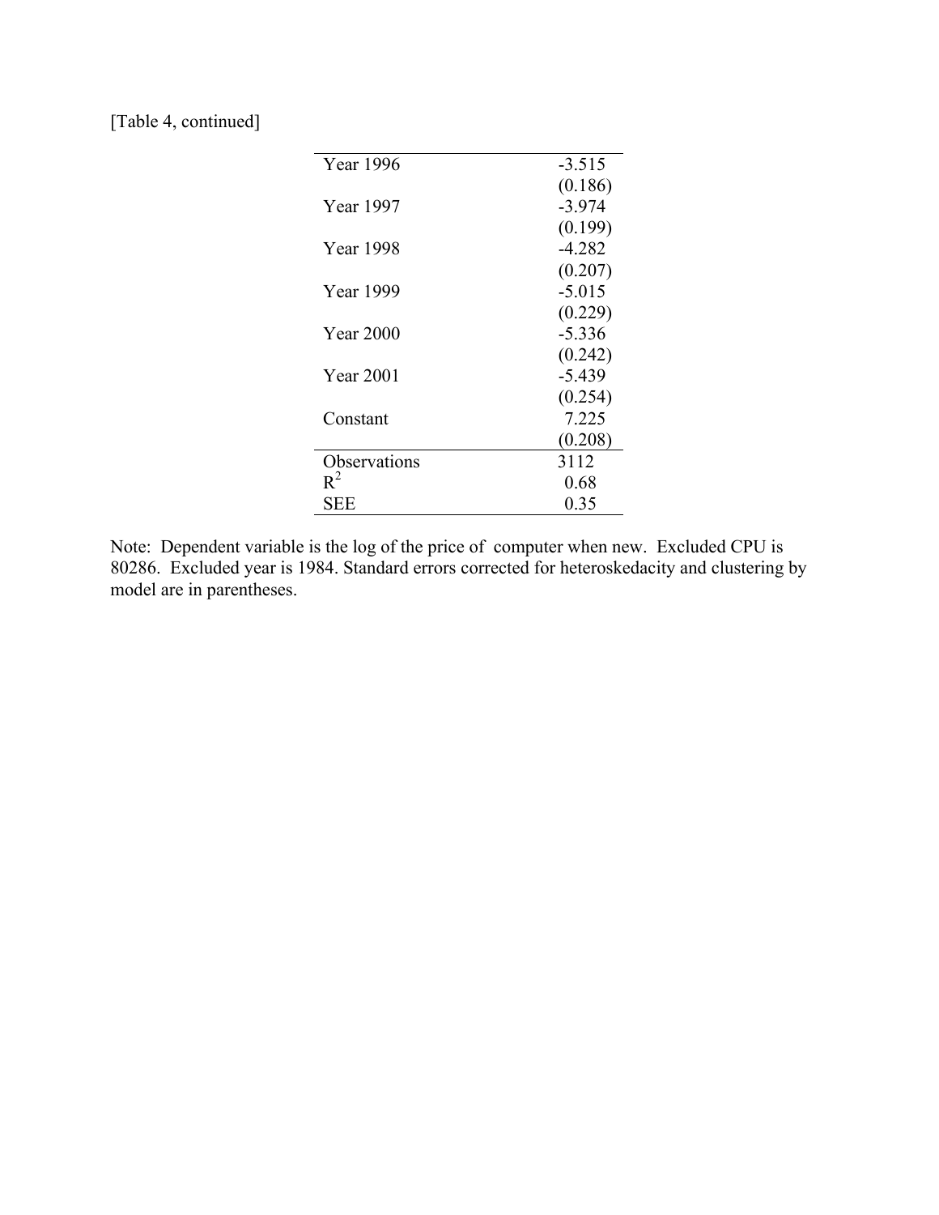[Table 4, continued]

| | |
|---|---|
| Year 1996 | -3.515 |
| | (0.186) |
| Year 1997 | -3.974 |
| | (0.199) |
| Year 1998 | -4.282 |
| | (0.207) |
| Year 1999 | -5.015 |
| | (0.229) |
| Year 2000 | -5.336 |
| | (0.242) |
| Year 2001 | -5.439 |
| | (0.254) |
| Constant | 7.225 |
| | (0.208) |
| Observations | 3112 |
| $R^2$ | 0.68 |
| SEE | 0.35 |

Note: Dependent variable is the log of the price of computer when new. Excluded CPU is 80286. Excluded year is 1984. Standard errors corrected for heteroskedacity and clustering by model are in parentheses.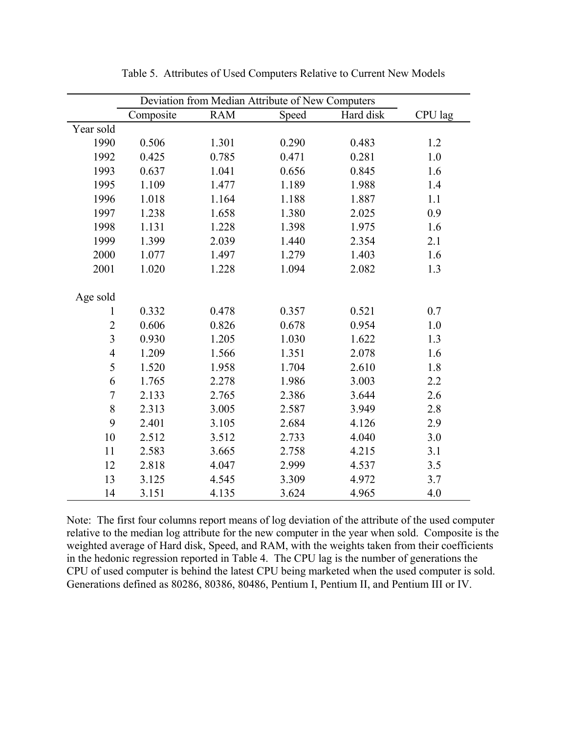Table 5. Attributes of Used Computers Relative to Current New Models

| | Deviation from Median Attribute of New Computers | | | | |
|---|---|---|---|---|---|
| | Composite | RAM | Speed | Hard disk | CPU lag |
| Year sold | | | | | |
| 1990 | 0.506 | 1.301 | 0.290 | 0.483 | 1.2 |
| 1992 | 0.425 | 0.785 | 0.471 | 0.281 | 1.0 |
| 1993 | 0.637 | 1.041 | 0.656 | 0.845 | 1.6 |
| 1995 | 1.109 | 1.477 | 1.189 | 1.988 | 1.4 |
| 1996 | 1.018 | 1.164 | 1.188 | 1.887 | 1.1 |
| 1997 | 1.238 | 1.658 | 1.380 | 2.025 | 0.9 |
| 1998 | 1.131 | 1.228 | 1.398 | 1.975 | 1.6 |
| 1999 | 1.399 | 2.039 | 1.440 | 2.354 | 2.1 |
| 2000 | 1.077 | 1.497 | 1.279 | 1.403 | 1.6 |
| 2001 | 1.020 | 1.228 | 1.094 | 2.082 | 1.3 |
| Age sold | | | | | |
| 1 | 0.332 | 0.478 | 0.357 | 0.521 | 0.7 |
| 2 | 0.606 | 0.826 | 0.678 | 0.954 | 1.0 |
| 3 | 0.930 | 1.205 | 1.030 | 1.622 | 1.3 |
| 4 | 1.209 | 1.566 | 1.351 | 2.078 | 1.6 |
| 5 | 1.520 | 1.958 | 1.704 | 2.610 | 1.8 |
| 6 | 1.765 | 2.278 | 1.986 | 3.003 | 2.2 |
| 7 | 2.133 | 2.765 | 2.386 | 3.644 | 2.6 |
| 8 | 2.313 | 3.005 | 2.587 | 3.949 | 2.8 |
| 9 | 2.401 | 3.105 | 2.684 | 4.126 | 2.9 |
| 10 | 2.512 | 3.512 | 2.733 | 4.040 | 3.0 |
| 11 | 2.583 | 3.665 | 2.758 | 4.215 | 3.1 |
| 12 | 2.818 | 4.047 | 2.999 | 4.537 | 3.5 |
| 13 | 3.125 | 4.545 | 3.309 | 4.972 | 3.7 |
| 14 | 3.151 | 4.135 | 3.624 | 4.965 | 4.0 |

Note: The first four columns report means of log deviation of the attribute of the used computer relative to the median log attribute for the new computer in the year when sold. Composite is the weighted average of Hard disk, Speed, and RAM, with the weights taken from their coefficients in the hedonic regression reported in Table 4. The CPU lag is the number of generations the CPU of used computer is behind the latest CPU being marketed when the used computer is sold. Generations defined as 80286, 80386, 80486, Pentium I, Pentium II, and Pentium III or IV.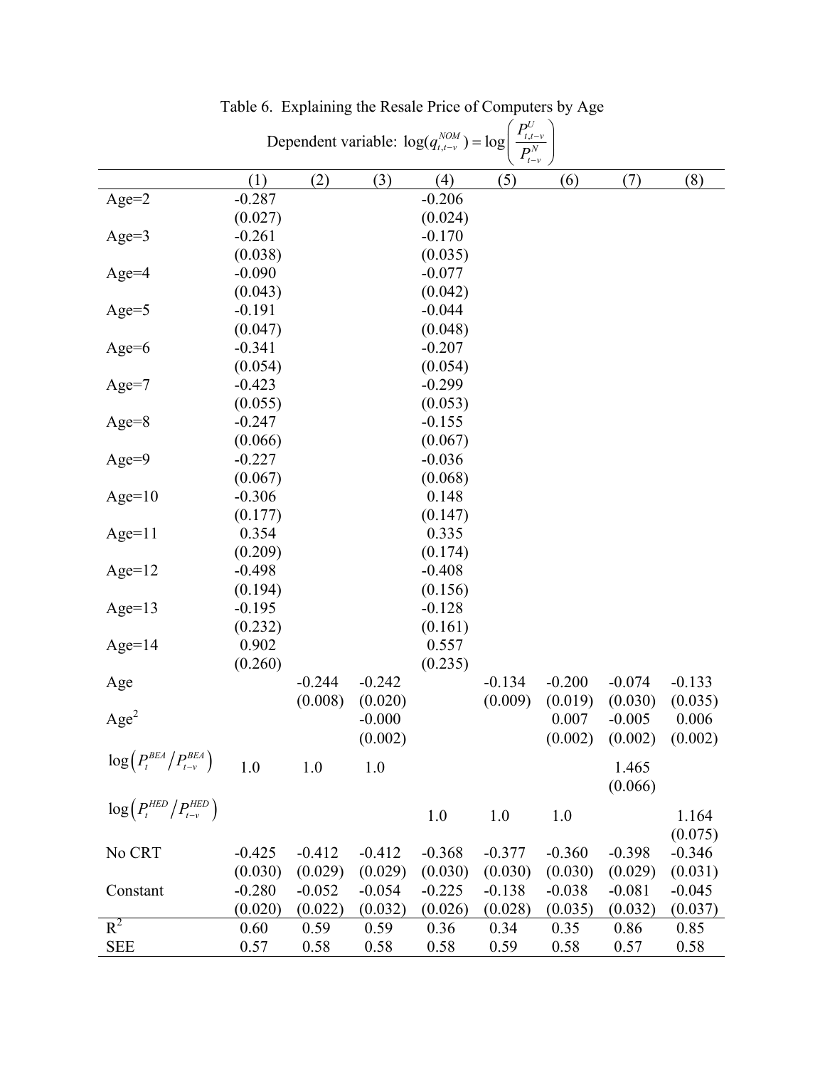Table 6. Explaining the Resale Price of Computers by Age

Dependent variable: $\log(q^{NOM}_{t,t-v}) = \log\left(\frac{P^{U}_{t,t-v}}{P^{N}_{t-v}}\right)$

| | (1) | (2) | (3) | (4) | (5) | (6) | (7) | (8) |
|---|---|---|---|---|---|---|---|---|
| Age=2 | -0.287 | | | -0.206 | | | | |
| | (0.027) | | | (0.024) | | | | |
| Age=3 | -0.261 | | | -0.170 | | | | |
| | (0.038) | | | (0.035) | | | | |
| Age=4 | -0.090 | | | -0.077 | | | | |
| | (0.043) | | | (0.042) | | | | |
| Age=5 | -0.191 | | | -0.044 | | | | |
| | (0.047) | | | (0.048) | | | | |
| Age=6 | -0.341 | | | -0.207 | | | | |
| | (0.054) | | | (0.054) | | | | |
| Age=7 | -0.423 | | | -0.299 | | | | |
| | (0.055) | | | (0.053) | | | | |
| Age=8 | -0.247 | | | -0.155 | | | | |
| | (0.066) | | | (0.067) | | | | |
| Age=9 | -0.227 | | | -0.036 | | | | |
| | (0.067) | | | (0.068) | | | | |
| Age=10 | -0.306 | | | 0.148 | | | | |
| | (0.177) | | | (0.147) | | | | |
| Age=11 | 0.354 | | | 0.335 | | | | |
| | (0.209) | | | (0.174) | | | | |
| Age=12 | -0.498 | | | -0.408 | | | | |
| | (0.194) | | | (0.156) | | | | |
| Age=13 | -0.195 | | | -0.128 | | | | |
| | (0.232) | | | (0.161) | | | | |
| Age=14 | 0.902 | | | 0.557 | | | | |
| | (0.260) | | | (0.235) | | | | |
| Age | | -0.244 | -0.242 | | -0.134 | -0.200 | -0.074 | -0.133 |
| | | (0.008) | (0.020) | | (0.009) | (0.019) | (0.030) | (0.035) |
| $Age^2$ | | | -0.000 | | | 0.007 | -0.005 | 0.006 |
| | | | (0.002) | | | (0.002) | (0.002) | (0.002) |
| $\log\left(P^{BEA}_{t}/P^{BEA}_{t-v}\right)$ | 1.0 | 1.0 | 1.0 | | | | 1.465 | |
| | | | | | | | (0.066) | |
| $\log\left(P^{HED}_{t}/P^{HED}_{t-v}\right)$ | | | | 1.0 | 1.0 | 1.0 | | 1.164 |
| | | | | | | | | (0.075) |
| No CRT | -0.425 | -0.412 | -0.412 | -0.368 | -0.377 | -0.360 | -0.398 | -0.346 |
| | (0.030) | (0.029) | (0.029) | (0.030) | (0.030) | (0.030) | (0.029) | (0.031) |
| Constant | -0.280 | -0.052 | -0.054 | -0.225 | -0.138 | -0.038 | -0.081 | -0.045 |
| | (0.020) | (0.022) | (0.032) | (0.026) | (0.028) | (0.035) | (0.032) | (0.037) |
| $R^2$ | 0.60 | 0.59 | 0.59 | 0.36 | 0.34 | 0.35 | 0.86 | 0.85 |
| SEE | 0.57 | 0.58 | 0.58 | 0.58 | 0.59 | 0.58 | 0.57 | 0.58 |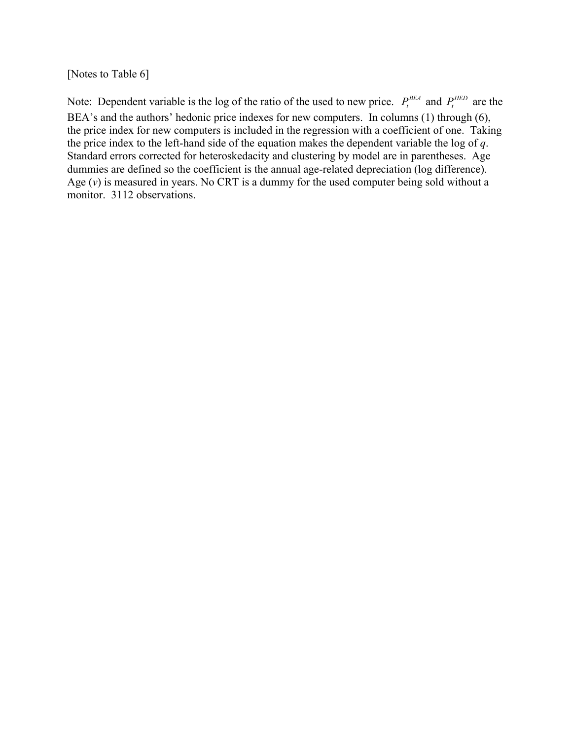[Notes to Table 6]

Note: Dependent variable is the log of the ratio of the used to new price. $P_t^{BEA}$ and $P_t^{HED}$ are the BEA's and the authors' hedonic price indexes for new computers. In columns (1) through (6), the price index for new computers is included in the regression with a coefficient of one. Taking the price index to the left-hand side of the equation makes the dependent variable the log of $q$. Standard errors corrected for heteroskedacity and clustering by model are in parentheses. Age dummies are defined so the coefficient is the annual age-related depreciation (log difference). Age ($v$) is measured in years. No CRT is a dummy for the used computer being sold without a monitor. 3112 observations.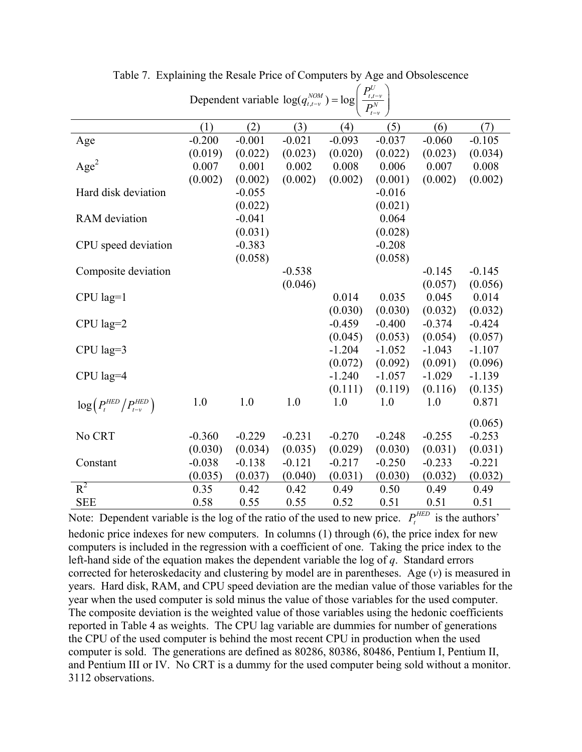Table 7. Explaining the Resale Price of Computers by Age and Obsolescence

Dependent variable $\log(q^{NOM}_{t,t-v}) = \log\left(\frac{P^U_{t,t-v}}{P^N_{t-v}}\right)$

| | (1) | (2) | (3) | (4) | (5) | (6) | (7) |
|---|---|---|---|---|---|---|---|
| Age | -0.200 | -0.001 | -0.021 | -0.093 | -0.037 | -0.060 | -0.105 |
| | (0.019) | (0.022) | (0.023) | (0.020) | (0.022) | (0.023) | (0.034) |
| Age$^2$ | 0.007 | 0.001 | 0.002 | 0.008 | 0.006 | 0.007 | 0.008 |
| | (0.002) | (0.002) | (0.002) | (0.002) | (0.001) | (0.002) | (0.002) |
| Hard disk deviation | | -0.055 | | | -0.016 | | |
| | | (0.022) | | | (0.021) | | |
| RAM deviation | | -0.041 | | | 0.064 | | |
| | | (0.031) | | | (0.028) | | |
| CPU speed deviation | | -0.383 | | | -0.208 | | |
| | | (0.058) | | | (0.058) | | |
| Composite deviation | | | -0.538 | | | -0.145 | -0.145 |
| | | | (0.046) | | | (0.057) | (0.056) |
| CPU lag=1 | | | | 0.014 | 0.035 | 0.045 | 0.014 |
| | | | | (0.030) | (0.030) | (0.032) | (0.032) |
| CPU lag=2 | | | | -0.459 | -0.400 | -0.374 | -0.424 |
| | | | | (0.045) | (0.053) | (0.054) | (0.057) |
| CPU lag=3 | | | | -1.204 | -1.052 | -1.043 | -1.107 |
| | | | | (0.072) | (0.092) | (0.091) | (0.096) |
| CPU lag=4 | | | | -1.240 | -1.057 | -1.029 | -1.139 |
| | | | | (0.111) | (0.119) | (0.116) | (0.135) |
| $\log\left(P^{HED}_t / P^{HED}_{t-v}\right)$ | 1.0 | 1.0 | 1.0 | 1.0 | 1.0 | 1.0 | 0.871 |
| | | | | | | | (0.065) |
| No CRT | -0.360 | -0.229 | -0.231 | -0.270 | -0.248 | -0.255 | -0.253 |
| | (0.030) | (0.034) | (0.035) | (0.029) | (0.030) | (0.031) | (0.031) |
| Constant | -0.038 | -0.138 | -0.121 | -0.217 | -0.250 | -0.233 | -0.221 |
| | (0.035) | (0.037) | (0.040) | (0.031) | (0.030) | (0.032) | (0.032) |
| $R^2$ | 0.35 | 0.42 | 0.42 | 0.49 | 0.50 | 0.49 | 0.49 |
| SEE | 0.58 | 0.55 | 0.55 | 0.52 | 0.51 | 0.51 | 0.51 |

Note: Dependent variable is the log of the ratio of the used to new price. $P^{HED}_t$ is the authors' hedonic price indexes for new computers. In columns (1) through (6), the price index for new computers is included in the regression with a coefficient of one. Taking the price index to the left-hand side of the equation makes the dependent variable the log of $q$. Standard errors corrected for heteroskedacity and clustering by model are in parentheses. Age ($v$) is measured in years. Hard disk, RAM, and CPU speed deviation are the median value of those variables for the year when the used computer is sold minus the value of those variables for the used computer. The composite deviation is the weighted value of those variables using the hedonic coefficients reported in Table 4 as weights. The CPU lag variable are dummies for number of generations the CPU of the used computer is behind the most recent CPU in production when the used computer is sold. The generations are defined as 80286, 80386, 80486, Pentium I, Pentium II, and Pentium III or IV. No CRT is a dummy for the used computer being sold without a monitor. 3112 observations.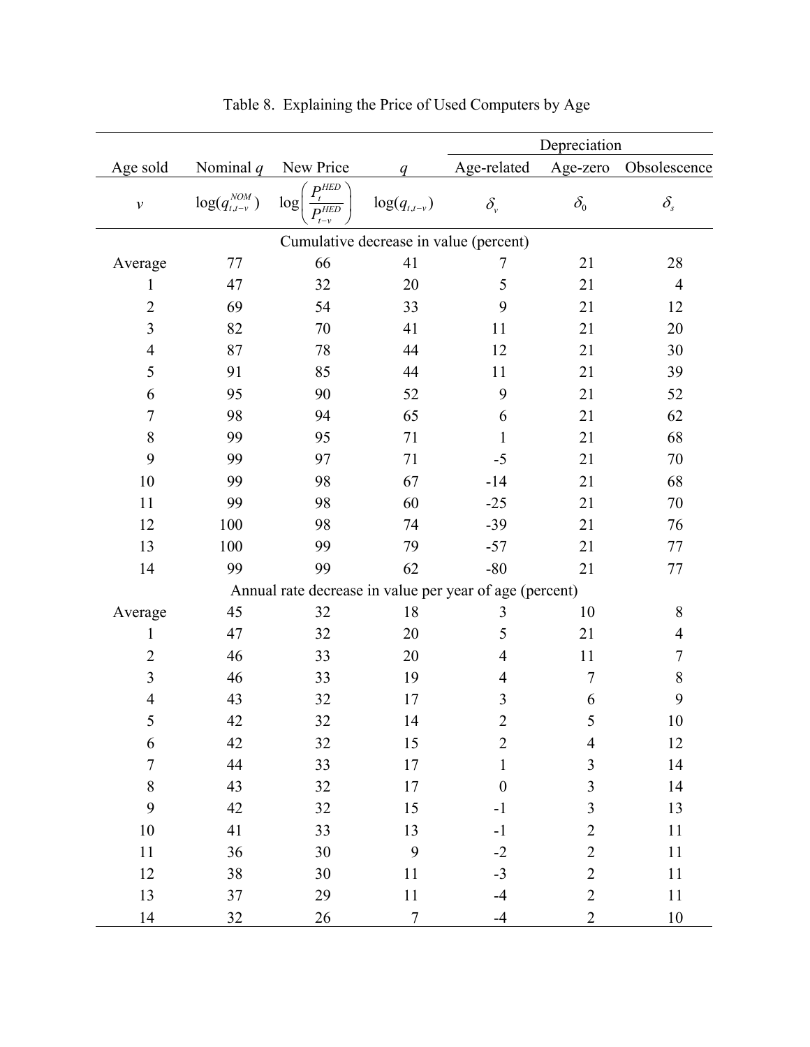Table 8. Explaining the Price of Used Computers by Age

| Age sold | Nominal q | New Price | q | Depreciation | | |
|---|---|---|---|---|---|---|
| | | | | Age-related | Age-zero | Obsolescence |
| $v$ | $\log(q^{NOM}_{t,t-v})$ | $\log\left(\frac{P^{HED}_{t}}{P^{HED}_{t-v}}\right)$ | $\log(q_{t,t-v})$ | $\delta_v$ | $\delta_0$ | $\delta_s$ |
| **Cumulative decrease in value (percent)** | | | | | | |
| Average | 77 | 66 | 41 | 7 | 21 | 28 |
| 1 | 47 | 32 | 20 | 5 | 21 | 4 |
| 2 | 69 | 54 | 33 | 9 | 21 | 12 |
| 3 | 82 | 70 | 41 | 11 | 21 | 20 |
| 4 | 87 | 78 | 44 | 12 | 21 | 30 |
| 5 | 91 | 85 | 44 | 11 | 21 | 39 |
| 6 | 95 | 90 | 52 | 9 | 21 | 52 |
| 7 | 98 | 94 | 65 | 6 | 21 | 62 |
| 8 | 99 | 95 | 71 | 1 | 21 | 68 |
| 9 | 99 | 97 | 71 | -5 | 21 | 70 |
| 10 | 99 | 98 | 67 | -14 | 21 | 68 |
| 11 | 99 | 98 | 60 | -25 | 21 | 70 |
| 12 | 100 | 98 | 74 | -39 | 21 | 76 |
| 13 | 100 | 99 | 79 | -57 | 21 | 77 |
| 14 | 99 | 99 | 62 | -80 | 21 | 77 |
| **Annual rate decrease in value per year of age (percent)** | | | | | | |
| Average | 45 | 32 | 18 | 3 | 10 | 8 |
| 1 | 47 | 32 | 20 | 5 | 21 | 4 |
| 2 | 46 | 33 | 20 | 4 | 11 | 7 |
| 3 | 46 | 33 | 19 | 4 | 7 | 8 |
| 4 | 43 | 32 | 17 | 3 | 6 | 9 |
| 5 | 42 | 32 | 14 | 2 | 5 | 10 |
| 6 | 42 | 32 | 15 | 2 | 4 | 12 |
| 7 | 44 | 33 | 17 | 1 | 3 | 14 |
| 8 | 43 | 32 | 17 | 0 | 3 | 14 |
| 9 | 42 | 32 | 15 | -1 | 3 | 13 |
| 10 | 41 | 33 | 13 | -1 | 2 | 11 |
| 11 | 36 | 30 | 9 | -2 | 2 | 11 |
| 12 | 38 | 30 | 11 | -3 | 2 | 11 |
| 13 | 37 | 29 | 11 | -4 | 2 | 11 |
| 14 | 32 | 26 | 7 | -4 | 2 | 10 |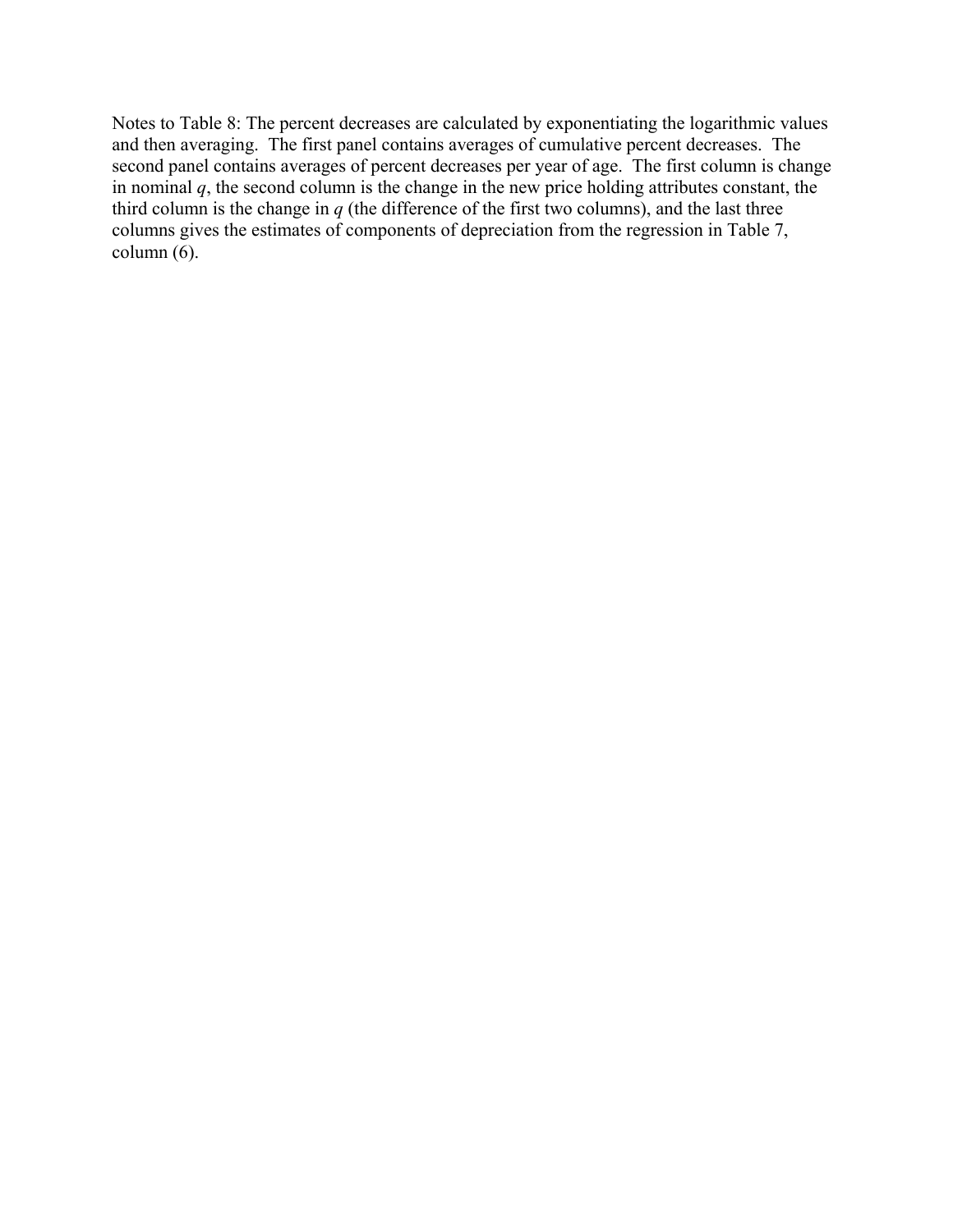Notes to Table 8: The percent decreases are calculated by exponentiating the logarithmic values and then averaging. The first panel contains averages of cumulative percent decreases. The second panel contains averages of percent decreases per year of age. The first column is change in nominal $q$, the second column is the change in the new price holding attributes constant, the third column is the change in $q$ (the difference of the first two columns), and the last three columns gives the estimates of components of depreciation from the regression in Table 7, column (6).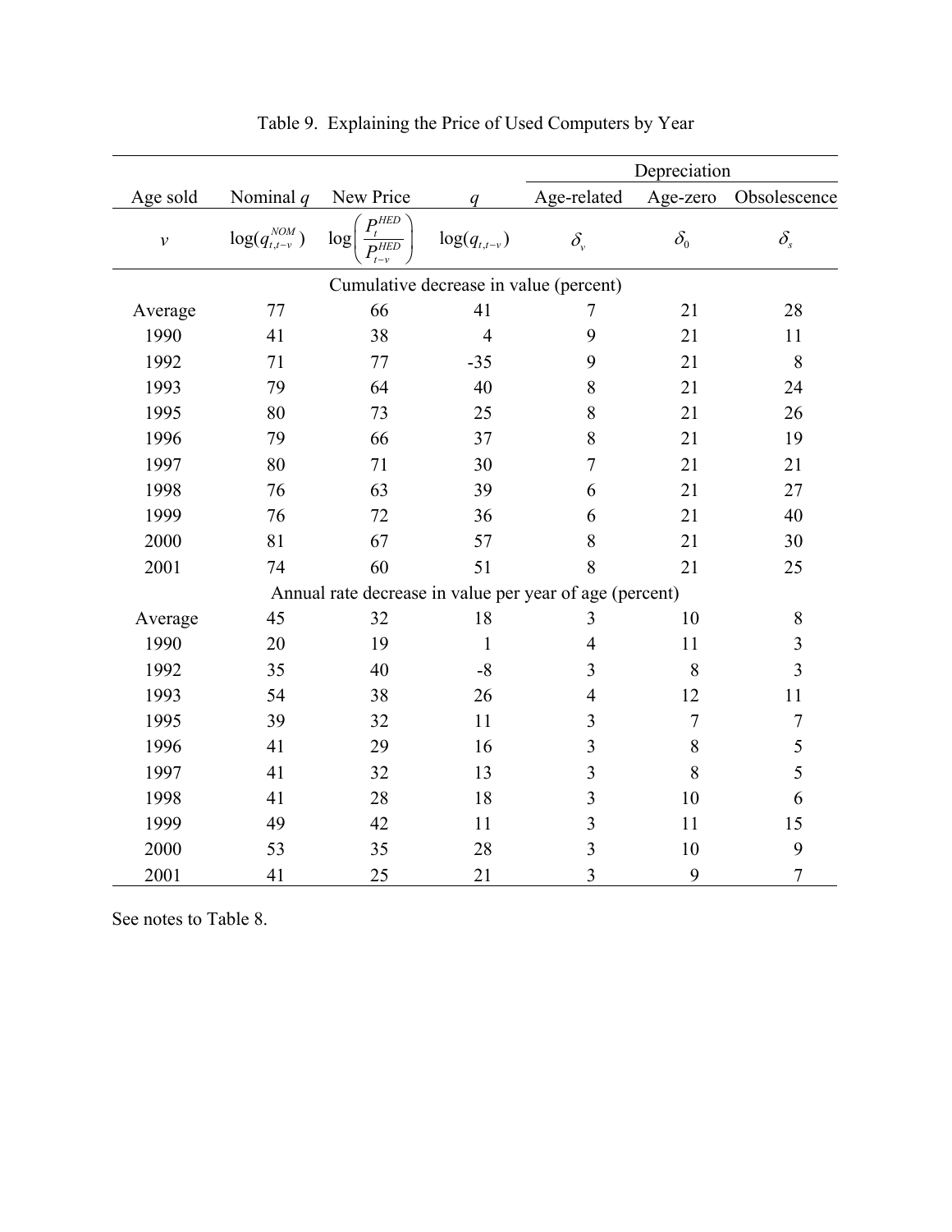Table 9. Explaining the Price of Used Computers by Year

| Age sold | Nominal $q$ | New Price | $q$ | Depreciation | | |
|---|---|---|---|---|---|---|
| | | | | Age-related | Age-zero | Obsolescence |
| $v$ | $\log(q^{NOM}_{t,t-v})$ | $\log\left(\frac{P^{HED}_t}{P^{HED}_{t-v}}\right)$ | $\log(q_{t,t-v})$ | $\delta_v$ | $\delta_0$ | $\delta_s$ |
| Cumulative decrease in value (percent) | | | | | | |
| Average | 77 | 66 | 41 | 7 | 21 | 28 |
| 1990 | 41 | 38 | 4 | 9 | 21 | 11 |
| 1992 | 71 | 77 | -35 | 9 | 21 | 8 |
| 1993 | 79 | 64 | 40 | 8 | 21 | 24 |
| 1995 | 80 | 73 | 25 | 8 | 21 | 26 |
| 1996 | 79 | 66 | 37 | 8 | 21 | 19 |
| 1997 | 80 | 71 | 30 | 7 | 21 | 21 |
| 1998 | 76 | 63 | 39 | 6 | 21 | 27 |
| 1999 | 76 | 72 | 36 | 6 | 21 | 40 |
| 2000 | 81 | 67 | 57 | 8 | 21 | 30 |
| 2001 | 74 | 60 | 51 | 8 | 21 | 25 |
| Annual rate decrease in value per year of age (percent) | | | | | | |
| Average | 45 | 32 | 18 | 3 | 10 | 8 |
| 1990 | 20 | 19 | 1 | 4 | 11 | 3 |
| 1992 | 35 | 40 | -8 | 3 | 8 | 3 |
| 1993 | 54 | 38 | 26 | 4 | 12 | 11 |
| 1995 | 39 | 32 | 11 | 3 | 7 | 7 |
| 1996 | 41 | 29 | 16 | 3 | 8 | 5 |
| 1997 | 41 | 32 | 13 | 3 | 8 | 5 |
| 1998 | 41 | 28 | 18 | 3 | 10 | 6 |
| 1999 | 49 | 42 | 11 | 3 | 11 | 15 |
| 2000 | 53 | 35 | 28 | 3 | 10 | 9 |
| 2001 | 41 | 25 | 21 | 3 | 9 | 7 |

See notes to Table 8.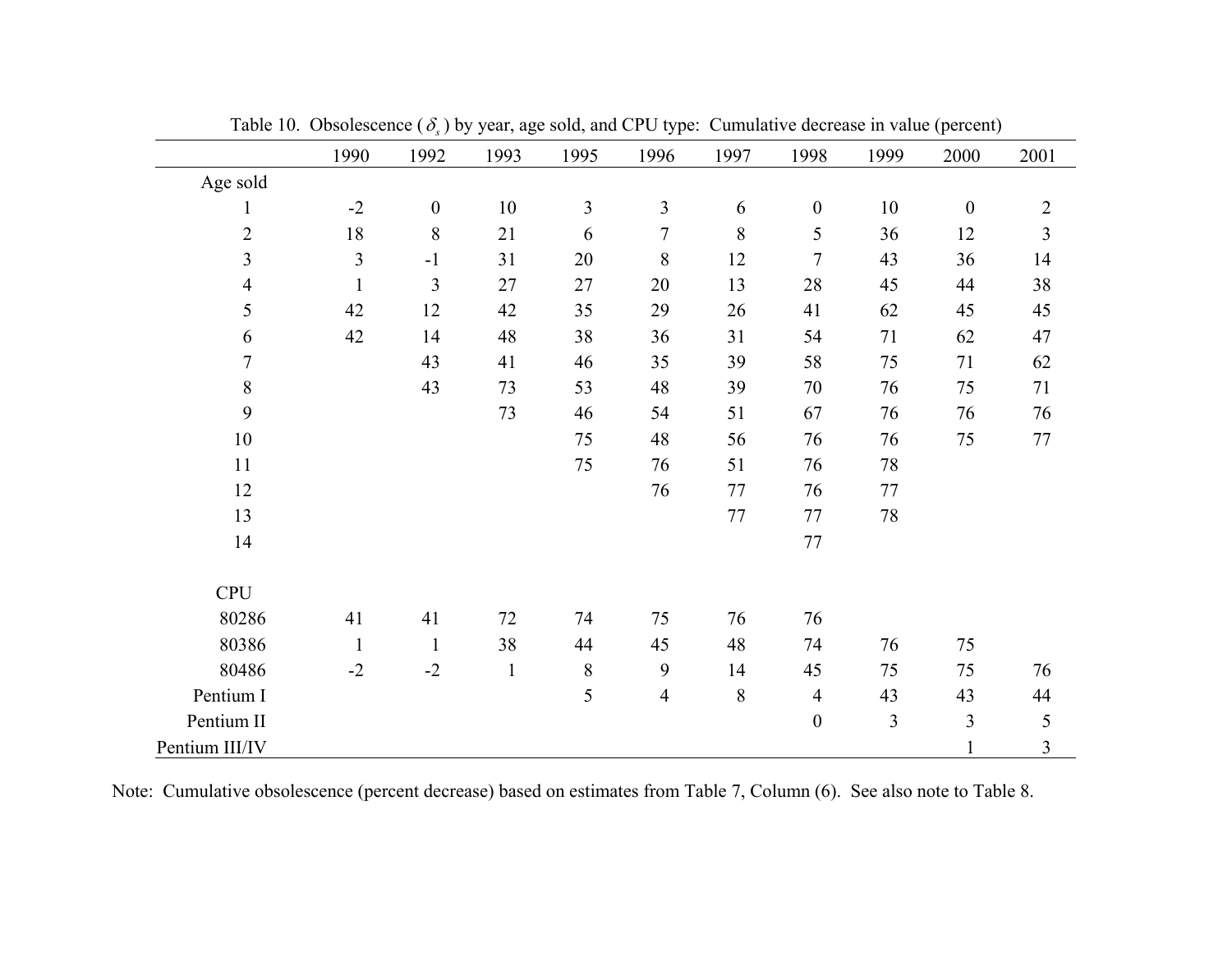Table 10. Obsolescence ($\delta_s$) by year, age sold, and CPU type: Cumulative decrease in value (percent)

| | 1990 | 1992 | 1993 | 1995 | 1996 | 1997 | 1998 | 1999 | 2000 | 2001 |
|---|---|---|---|---|---|---|---|---|---|---|
| Age sold | | | | | | | | | | |
| 1 | -2 | 0 | 10 | 3 | 3 | 6 | 0 | 10 | 0 | 2 |
| 2 | 18 | 8 | 21 | 6 | 7 | 8 | 5 | 36 | 12 | 3 |
| 3 | 3 | -1 | 31 | 20 | 8 | 12 | 7 | 43 | 36 | 14 |
| 4 | 1 | 3 | 27 | 27 | 20 | 13 | 28 | 45 | 44 | 38 |
| 5 | 42 | 12 | 42 | 35 | 29 | 26 | 41 | 62 | 45 | 45 |
| 6 | 42 | 14 | 48 | 38 | 36 | 31 | 54 | 71 | 62 | 47 |
| 7 | | 43 | 41 | 46 | 35 | 39 | 58 | 75 | 71 | 62 |
| 8 | | 43 | 73 | 53 | 48 | 39 | 70 | 76 | 75 | 71 |
| 9 | | | 73 | 46 | 54 | 51 | 67 | 76 | 76 | 76 |
| 10 | | | | 75 | 48 | 56 | 76 | 76 | 75 | 77 |
| 11 | | | | 75 | 76 | 51 | 76 | 78 | | |
| 12 | | | | | 76 | 77 | 76 | 77 | | |
| 13 | | | | | | 77 | 77 | 78 | | |
| 14 | | | | | | | 77 | | | |
| CPU | | | | | | | | | | |
| 80286 | 41 | 41 | 72 | 74 | 75 | 76 | 76 | | | |
| 80386 | 1 | 1 | 38 | 44 | 45 | 48 | 74 | 76 | 75 | |
| 80486 | -2 | -2 | 1 | 8 | 9 | 14 | 45 | 75 | 75 | 76 |
| Pentium I | | | | 5 | 4 | 8 | 4 | 43 | 43 | 44 |
| Pentium II | | | | | | | 0 | 3 | 3 | 5 |
| Pentium III/IV | | | | | | | | | 1 | 3 |

Note: Cumulative obsolescence (percent decrease) based on estimates from Table 7, Column (6). See also note to Table 8.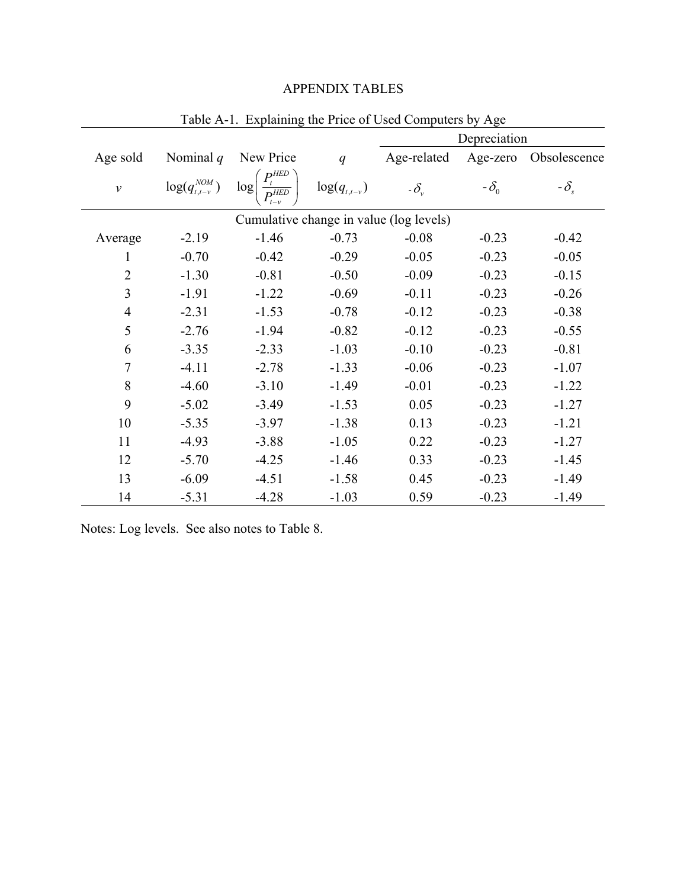# APPENDIX TABLES

Table A-1. Explaining the Price of Used Computers by Age

| Age sold | Nominal $q$ | New Price | $q$ | Depreciation | | |
|---|---|---|---|---|---|---|
| | | | | Age-related | Age-zero | Obsolescence |
| $v$ | $\log(q^{NOM}_{t,t-v})$ | $\log\left(\frac{P^{HED}_t}{P^{HED}_{t-v}}\right)$ | $\log(q_{t,t-v})$ | $-\delta_v$ | $-\delta_0$ | $-\delta_s$ |
| Cumulative change in value (log levels) | | | | | | |
| Average | -2.19 | -1.46 | -0.73 | -0.08 | -0.23 | -0.42 |
| 1 | -0.70 | -0.42 | -0.29 | -0.05 | -0.23 | -0.05 |
| 2 | -1.30 | -0.81 | -0.50 | -0.09 | -0.23 | -0.15 |
| 3 | -1.91 | -1.22 | -0.69 | -0.11 | -0.23 | -0.26 |
| 4 | -2.31 | -1.53 | -0.78 | -0.12 | -0.23 | -0.38 |
| 5 | -2.76 | -1.94 | -0.82 | -0.12 | -0.23 | -0.55 |
| 6 | -3.35 | -2.33 | -1.03 | -0.10 | -0.23 | -0.81 |
| 7 | -4.11 | -2.78 | -1.33 | -0.06 | -0.23 | -1.07 |
| 8 | -4.60 | -3.10 | -1.49 | -0.01 | -0.23 | -1.22 |
| 9 | -5.02 | -3.49 | -1.53 | 0.05 | -0.23 | -1.27 |
| 10 | -5.35 | -3.97 | -1.38 | 0.13 | -0.23 | -1.21 |
| 11 | -4.93 | -3.88 | -1.05 | 0.22 | -0.23 | -1.27 |
| 12 | -5.70 | -4.25 | -1.46 | 0.33 | -0.23 | -1.45 |
| 13 | -6.09 | -4.51 | -1.58 | 0.45 | -0.23 | -1.49 |
| 14 | -5.31 | -4.28 | -1.03 | 0.59 | -0.23 | -1.49 |

Notes: Log levels. See also notes to Table 8.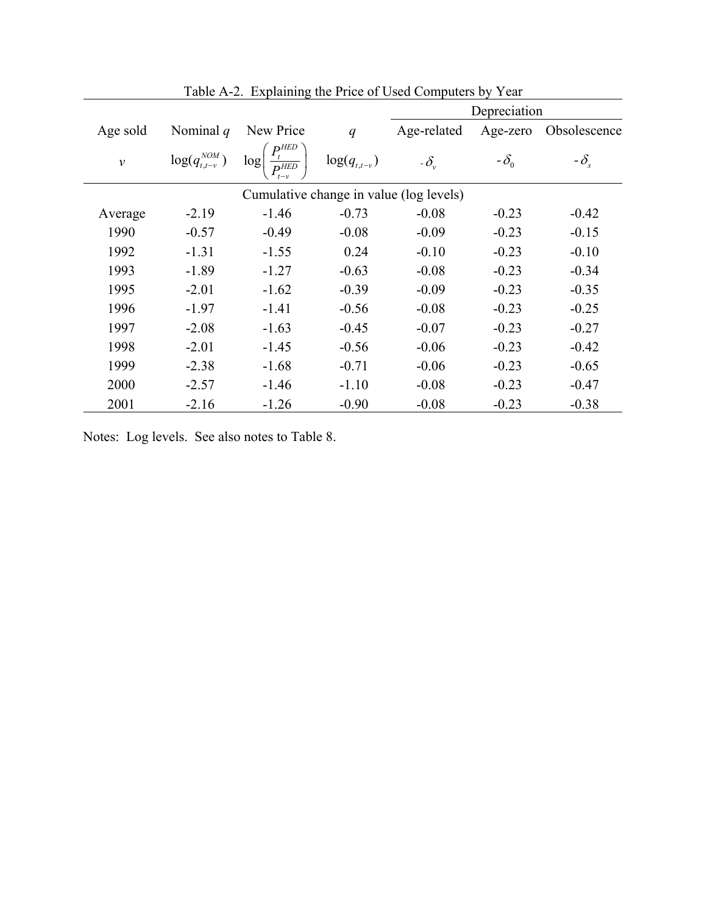Table A-2. Explaining the Price of Used Computers by Year

| | | | | Depreciation | | |
|---|---|---|---|---|---|---|
| Age sold | Nominal $q$ | New Price | $q$ | Age-related | Age-zero | Obsolescence |
| $v$ | $\log(q^{NOM}_{t,t-v})$ | $\log\left(\frac{P^{HED}_t}{P^{HED}_{t-v}}\right)$ | $\log(q_{t,t-v})$ | $-\delta_v$ | $-\delta_0$ | $-\delta_s$ |
| | | | Cumulative change in value (log levels) | | | |
| Average | -2.19 | -1.46 | -0.73 | -0.08 | -0.23 | -0.42 |
| 1990 | -0.57 | -0.49 | -0.08 | -0.09 | -0.23 | -0.15 |
| 1992 | -1.31 | -1.55 | 0.24 | -0.10 | -0.23 | -0.10 |
| 1993 | -1.89 | -1.27 | -0.63 | -0.08 | -0.23 | -0.34 |
| 1995 | -2.01 | -1.62 | -0.39 | -0.09 | -0.23 | -0.35 |
| 1996 | -1.97 | -1.41 | -0.56 | -0.08 | -0.23 | -0.25 |
| 1997 | -2.08 | -1.63 | -0.45 | -0.07 | -0.23 | -0.27 |
| 1998 | -2.01 | -1.45 | -0.56 | -0.06 | -0.23 | -0.42 |
| 1999 | -2.38 | -1.68 | -0.71 | -0.06 | -0.23 | -0.65 |
| 2000 | -2.57 | -1.46 | -1.10 | -0.08 | -0.23 | -0.47 |
| 2001 | -2.16 | -1.26 | -0.90 | -0.08 | -0.23 | -0.38 |

Notes: Log levels. See also notes to Table 8.